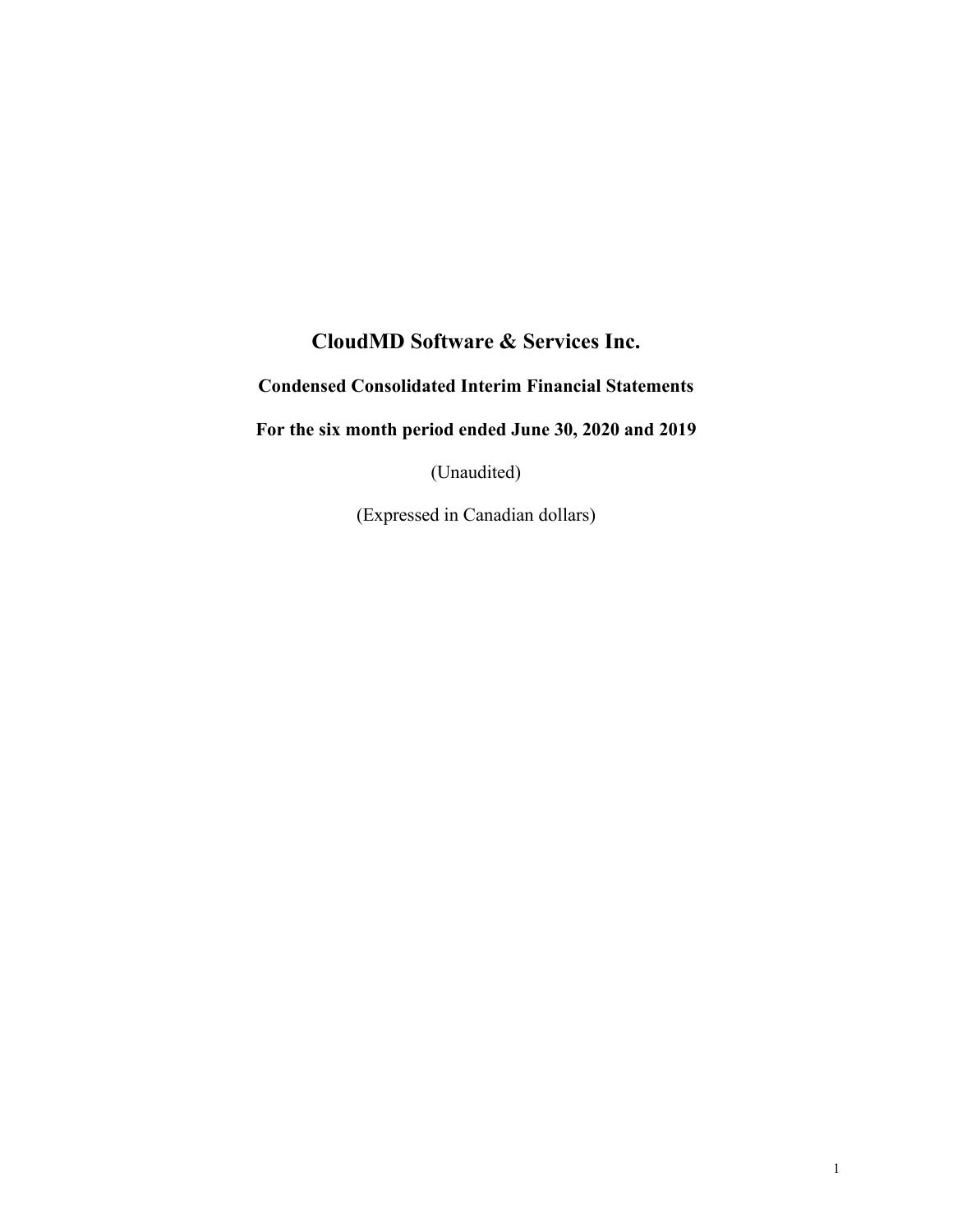# CloudMD Software & Services Inc.

## Condensed Consolidated Interim Financial Statements

## For the six month period ended June 30, 2020 and 2019

(Unaudited)

(Expressed in Canadian dollars)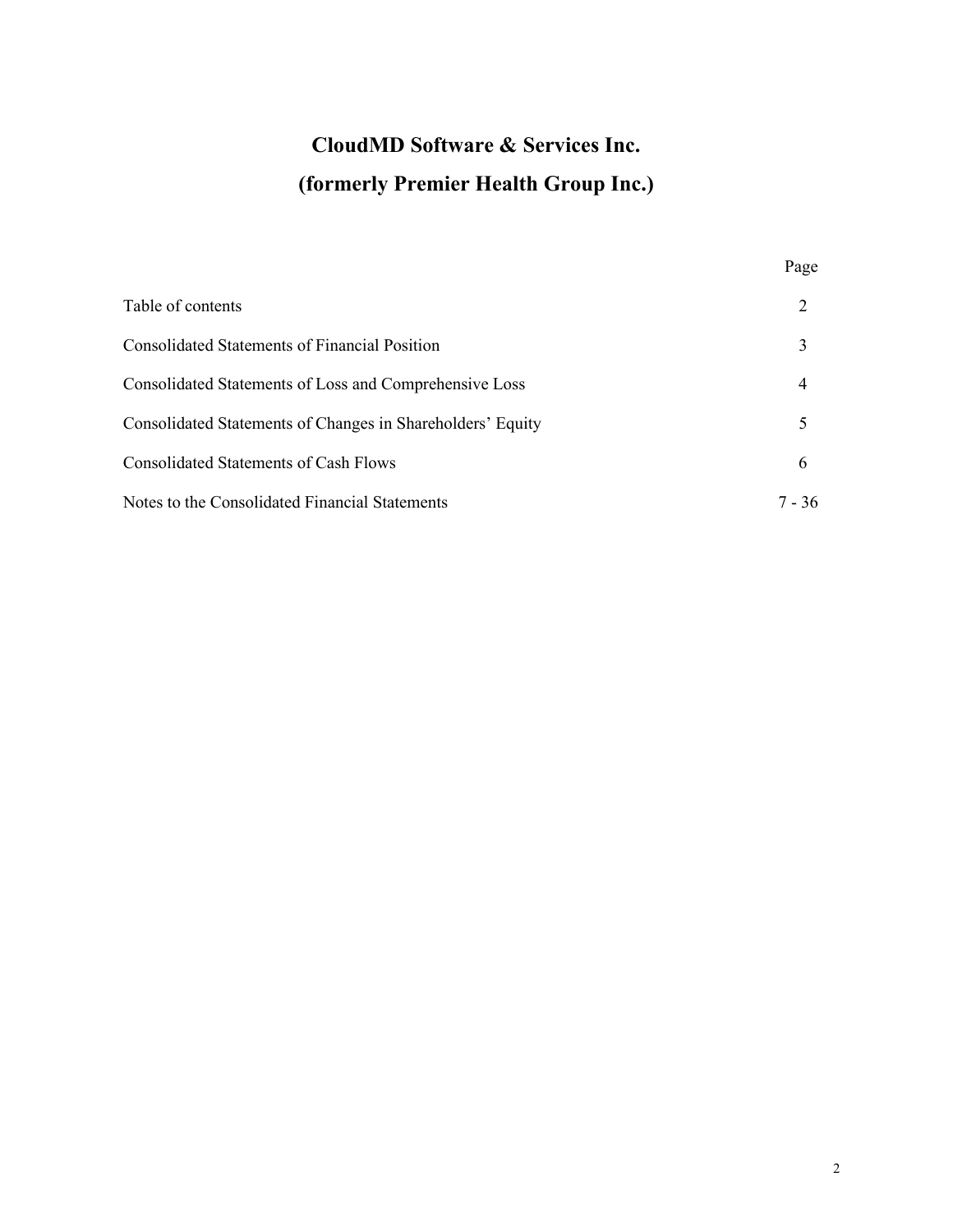# CloudMD Software & Services Inc.

# (formerly Premier Health Group Inc.)

| | Page |
|---|---|
| Table of contents | 2 |
| Consolidated Statements of Financial Position | 3 |
| Consolidated Statements of Loss and Comprehensive Loss | 4 |
| Consolidated Statements of Changes in Shareholders' Equity | 5 |
| Consolidated Statements of Cash Flows | 6 |
| Notes to the Consolidated Financial Statements | 7 - 36 |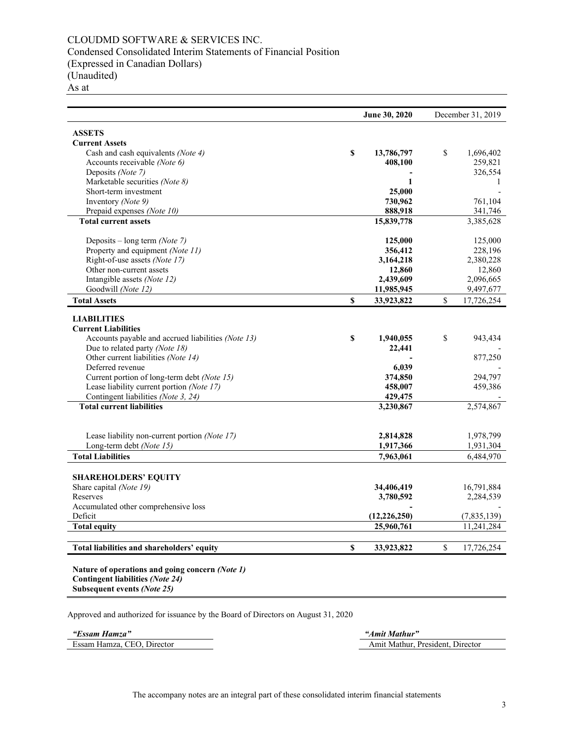# CLOUDMD SOFTWARE & SERVICES INC.
Condensed Consolidated Interim Statements of Financial Position
(Expressed in Canadian Dollars)
(Unaudited)
As at

| | | June 30, 2020 | | December 31, 2019 |
|---|---|---|---|---|
| **ASSETS** | | | | |
| **Current Assets** | | | | |
| Cash and cash equivalents *(Note 4)* | **$** | **13,786,797** | $ | 1,696,402 |
| Accounts receivable *(Note 6)* | | **408,100** | | 259,821 |
| Deposits *(Note 7)* | | **-** | | 326,554 |
| Marketable securities *(Note 8)* | | **1** | | 1 |
| Short-term investment | | **25,000** | | - |
| Inventory *(Note 9)* | | **730,962** | | 761,104 |
| Prepaid expenses *(Note 10)* | | **888,918** | | 341,746 |
| **Total current assets** | | **15,839,778** | | 3,385,628 |
| Deposits – long term *(Note 7)* | | **125,000** | | 125,000 |
| Property and equipment *(Note 11)* | | **356,412** | | 228,196 |
| Right-of-use assets *(Note 17)* | | **3,164,218** | | 2,380,228 |
| Other non-current assets | | **12,860** | | 12,860 |
| Intangible assets *(Note 12)* | | **2,439,609** | | 2,096,665 |
| Goodwill *(Note 12)* | | **11,985,945** | | 9,497,677 |
| **Total Assets** | **$** | **33,923,822** | $ | 17,726,254 |
| **LIABILITIES** | | | | |
| **Current Liabilities** | | | | |
| Accounts payable and accrued liabilities *(Note 13)* | **$** | **1,940,055** | $ | 943,434 |
| Due to related party *(Note 18)* | | **22,441** | | - |
| Other current liabilities *(Note 14)* | | **-** | | 877,250 |
| Deferred revenue | | **6,039** | | - |
| Current portion of long-term debt *(Note 15)* | | **374,850** | | 294,797 |
| Lease liability current portion *(Note 17)* | | **458,007** | | 459,386 |
| Contingent liabilities *(Note 3, 24)* | | **429,475** | | - |
| **Total current liabilities** | | **3,230,867** | | 2,574,867 |
| Lease liability non-current portion *(Note 17)* | | **2,814,828** | | 1,978,799 |
| Long-term debt *(Note 15)* | | **1,917,366** | | 1,931,304 |
| **Total Liabilities** | | **7,963,061** | | 6,484,970 |
| **SHAREHOLDERS' EQUITY** | | | | |
| Share capital *(Note 19)* | | **34,406,419** | | 16,791,884 |
| Reserves | | **3,780,592** | | 2,284,539 |
| Accumulated other comprehensive loss | | **-** | | - |
| Deficit | | **(12,226,250)** | | (7,835,139) |
| **Total equity** | | **25,960,761** | | 11,241,284 |
| **Total liabilities and shareholders' equity** | **$** | **33,923,822** | $ | 17,726,254 |

**Nature of operations and going concern *(Note 1)***
**Contingent liabilities *(Note 24)***
**Subsequent events *(Note 25)***

Approved and authorized for issuance by the Board of Directors on August 31, 2020

***"Essam Hamza"***
Essam Hamza, CEO, Director

***"Amit Mathur"***
Amit Mathur, President, Director

The accompany notes are an integral part of these consolidated interim financial statements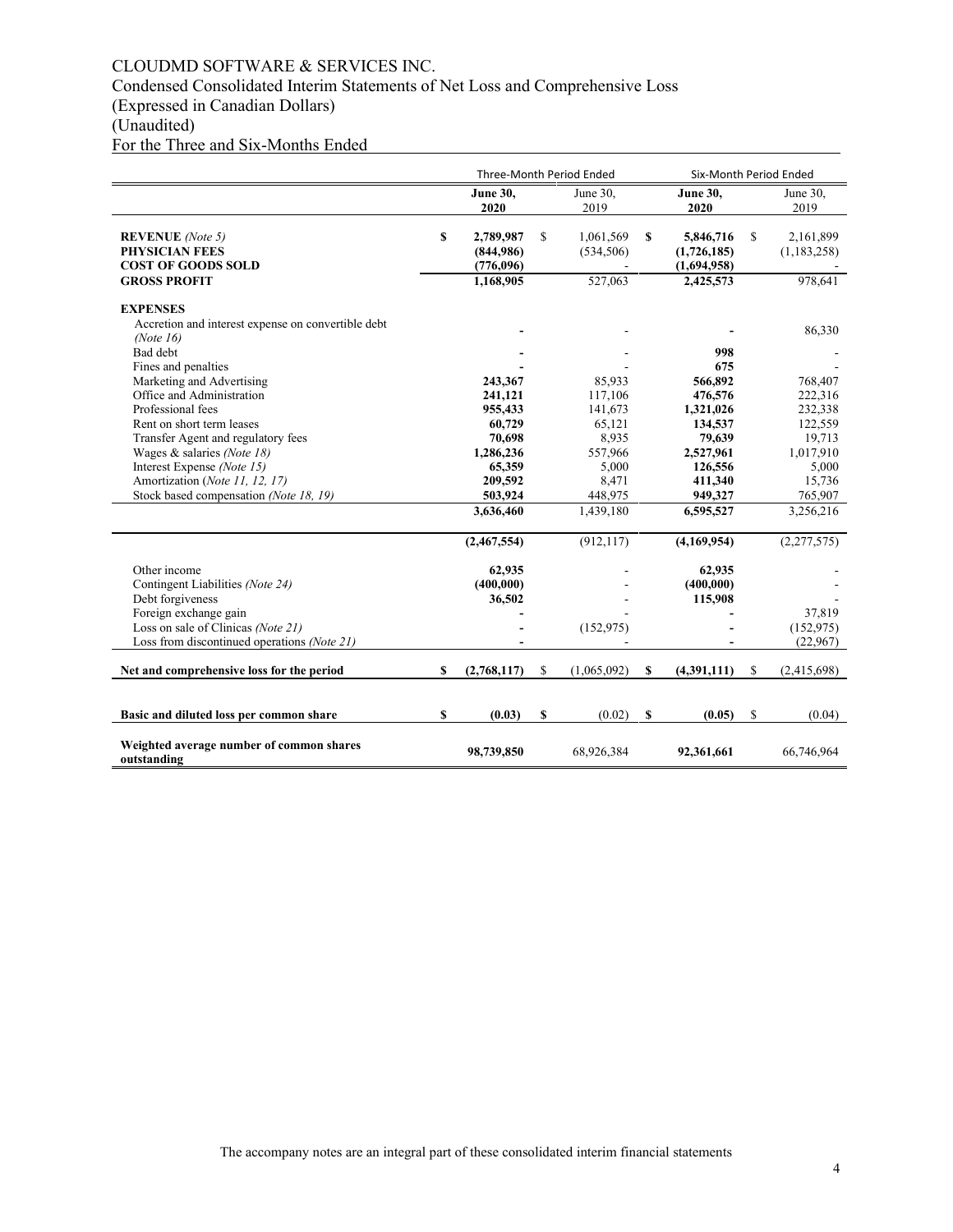# CLOUDMD SOFTWARE & SERVICES INC.

Condensed Consolidated Interim Statements of Net Loss and Comprehensive Loss
(Expressed in Canadian Dollars)
(Unaudited)
For the Three and Six-Months Ended

| | Three-Month Period Ended | | Six-Month Period Ended | |
|---|---|---|---|---|
| | **June 30, 2020** | June 30, 2019 | **June 30, 2020** | June 30, 2019 |
| **REVENUE** *(Note 5)* | **$ 2,789,987** | $ 1,061,569 | **$ 5,846,716** | $ 2,161,899 |
| **PHYSICIAN FEES** | **(844,986)** | (534,506) | **(1,726,185)** | (1,183,258) |
| **COST OF GOODS SOLD** | **(776,096)** | - | **(1,694,958)** | - |
| **GROSS PROFIT** | **1,168,905** | 527,063 | **2,425,573** | 978,641 |
| **EXPENSES** | | | | |
| Accretion and interest expense on convertible debt *(Note 16)* | **-** | - | **-** | 86,330 |
| Bad debt | **-** | - | **998** | - |
| Fines and penalties | **-** | - | **675** | - |
| Marketing and Advertising | **243,367** | 85,933 | **566,892** | 768,407 |
| Office and Administration | **241,121** | 117,106 | **476,576** | 222,316 |
| Professional fees | **955,433** | 141,673 | **1,321,026** | 232,338 |
| Rent on short term leases | **60,729** | 65,121 | **134,537** | 122,559 |
| Transfer Agent and regulatory fees | **70,698** | 8,935 | **79,639** | 19,713 |
| Wages & salaries *(Note 18)* | **1,286,236** | 557,966 | **2,527,961** | 1,017,910 |
| Interest Expense *(Note 15)* | **65,359** | 5,000 | **126,556** | 5,000 |
| Amortization (*Note 11, 12, 17)* | **209,592** | 8,471 | **411,340** | 15,736 |
| Stock based compensation *(Note 18, 19)* | **503,924** | 448,975 | **949,327** | 765,907 |
| | **3,636,460** | 1,439,180 | **6,595,527** | 3,256,216 |
| | **(2,467,554)** | (912,117) | **(4,169,954)** | (2,277,575) |
| Other income | **62,935** | - | **62,935** | - |
| Contingent Liabilities *(Note 24)* | **(400,000)** | - | **(400,000)** | - |
| Debt forgiveness | **36,502** | - | **115,908** | - |
| Foreign exchange gain | **-** | - | **-** | 37,819 |
| Loss on sale of Clinicas *(Note 21)* | **-** | (152,975) | **-** | (152,975) |
| Loss from discontinued operations *(Note 21)* | **-** | - | **-** | (22,967) |
| **Net and comprehensive loss for the period** | **$ (2,768,117)** | $ (1,065,092) | **$ (4,391,111)** | $ (2,415,698) |
| **Basic and diluted loss per common share** | **$ (0.03)** | **$** (0.02) | **$ (0.05)** | $ (0.04) |
| **Weighted average number of common shares outstanding** | **98,739,850** | 68,926,384 | **92,361,661** | 66,746,964 |

The accompany notes are an integral part of these consolidated interim financial statements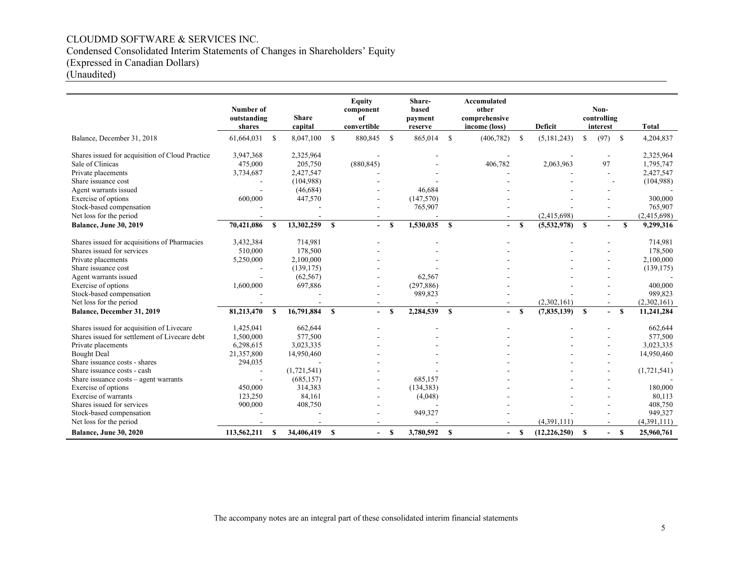# CLOUDMD SOFTWARE & SERVICES INC.
Condensed Consolidated Interim Statements of Changes in Shareholders' Equity
(Expressed in Canadian Dollars)
(Unaudited)

| | Number of outstanding shares | Share capital | Equity component of convertible | Share-based payment reserve | Accumulated other comprehensive income (loss) | Deficit | Non-controlling interest | Total |
|---|---|---|---|---|---|---|---|---|
| Balance, December 31, 2018 | 61,664,031 | $ 8,047,100 | $ 880,845 | $ 865,014 | $ (406,782) | $ (5,181,243) | $ (97) | $ 4,204,837 |
| Shares issued for acquisition of Cloud Practice | 3,947,368 | 2,325,964 | - | - | - | - | - | 2,325,964 |
| Sale of Clinicas | 475,000 | 205,750 | (880,845) | - | 406,782 | 2,063,963 | 97 | 1,795,747 |
| Private placements | 3,734,687 | 2,427,547 | - | - | - | - | - | 2,427,547 |
| Share issuance cost | - | (104,988) | - | - | - | - | - | (104,988) |
| Agent warrants issued | - | (46,684) | - | 46,684 | - | - | - | - |
| Exercise of options | 600,000 | 447,570 | - | (147,570) | - | - | - | 300,000 |
| Stock-based compensation | - | - | - | 765,907 | - | - | - | 765,907 |
| Net loss for the period | - | - | - | - | - | (2,415,698) | - | (2,415,698) |
| **Balance, June 30, 2019** | **70,421,086** | **$ 13,302,259** | **$ -** | **$ 1,530,035** | **$ -** | **$ (5,532,978)** | **$ -** | **$ 9,299,316** |
| Shares issued for acquisitions of Pharmacies | 3,432,384 | 714,981 | - | - | - | - | - | 714,981 |
| Shares issued for services | 510,000 | 178,500 | - | - | - | - | - | 178,500 |
| Private placements | 5,250,000 | 2,100,000 | - | - | - | - | - | 2,100,000 |
| Share issuance cost | - | (139,175) | - | - | - | - | - | (139,175) |
| Agent warrants issued | - | (62,567) | - | 62,567 | - | - | - | - |
| Exercise of options | 1,600,000 | 697,886 | - | (297,886) | - | - | - | 400,000 |
| Stock-based compensation | - | - | - | 989,823 | - | - | - | 989,823 |
| Net loss for the period | - | - | - | - | - | (2,302,161) | - | (2,302,161) |
| **Balance, December 31, 2019** | **81,213,470** | **$ 16,791,884** | **$ -** | **$ 2,284,539** | **$ -** | **$ (7,835,139)** | **$ -** | **$ 11,241,284** |
| Shares issued for acquisition of Livecare | 1,425,041 | 662,644 | - | - | - | - | - | 662,644 |
| Shares issued for settlement of Livecare debt | 1,500,000 | 577,500 | - | - | - | - | - | 577,500 |
| Private placements | 6,298,615 | 3,023,335 | - | - | - | - | - | 3,023,335 |
| Bought Deal | 21,357,800 | 14,950,460 | - | - | - | - | - | 14,950,460 |
| Share issuance costs - shares | 294,035 | - | - | - | - | - | - | - |
| Share issuance costs - cash | - | (1,721,541) | - | - | - | - | - | (1,721,541) |
| Share issuance costs – agent warrants | - | (685,157) | - | 685,157 | - | - | - | - |
| Exercise of options | 450,000 | 314,383 | - | (134,383) | - | - | - | 180,000 |
| Exercise of warrants | 123,250 | 84,161 | - | (4,048) | - | - | - | 80,113 |
| Shares issued for services | 900,000 | 408,750 | - | - | - | - | - | 408,750 |
| Stock-based compensation | - | - | - | 949,327 | - | - | - | 949,327 |
| Net loss for the period | - | - | - | - | - | (4,391,111) | - | (4,391,111) |
| **Balance, June 30, 2020** | **113,562,211** | **$ 34,406,419** | **$ -** | **$ 3,780,592** | **$ -** | **$ (12,226,250)** | **$ -** | **$ 25,960,761** |

The accompany notes are an integral part of these consolidated interim financial statements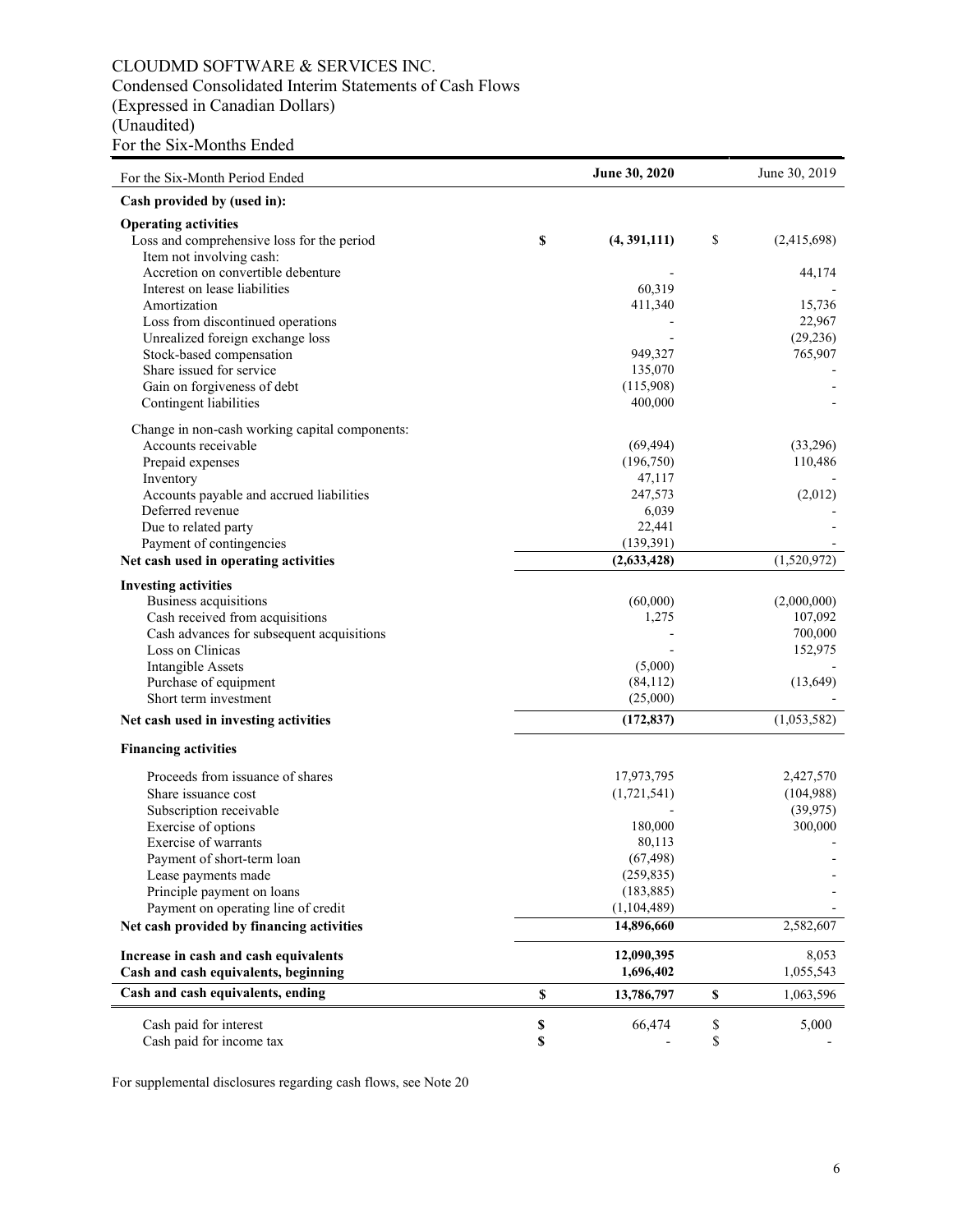# CLOUDMD SOFTWARE & SERVICES INC.

Condensed Consolidated Interim Statements of Cash Flows
(Expressed in Canadian Dollars)
(Unaudited)
For the Six-Months Ended

| For the Six-Month Period Ended | **June 30, 2020** | June 30, 2019 |
|---|---|---|
| **Cash provided by (used in):** | | |
| **Operating activities** | | |
| Loss and comprehensive loss for the period | **$ (4, 391,111)** | $ (2,415,698) |
| Item not involving cash: | | |
| Accretion on convertible debenture | - | 44,174 |
| Interest on lease liabilities | 60,319 | - |
| Amortization | 411,340 | 15,736 |
| Loss from discontinued operations | - | 22,967 |
| Unrealized foreign exchange loss | - | (29,236) |
| Stock-based compensation | 949,327 | 765,907 |
| Share issued for service | 135,070 | - |
| Gain on forgiveness of debt | (115,908) | - |
| Contingent liabilities | 400,000 | - |
| Change in non-cash working capital components: | | |
| Accounts receivable | (69,494) | (33,296) |
| Prepaid expenses | (196,750) | 110,486 |
| Inventory | 47,117 | - |
| Accounts payable and accrued liabilities | 247,573 | (2,012) |
| Deferred revenue | 6,039 | - |
| Due to related party | 22,441 | - |
| Payment of contingencies | (139,391) | - |
| **Net cash used in operating activities** | **(2,633,428)** | (1,520,972) |
| **Investing activities** | | |
| Business acquisitions | (60,000) | (2,000,000) |
| Cash received from acquisitions | 1,275 | 107,092 |
| Cash advances for subsequent acquisitions | - | 700,000 |
| Loss on Clinicas | - | 152,975 |
| Intangible Assets | (5,000) | - |
| Purchase of equipment | (84,112) | (13,649) |
| Short term investment | (25,000) | - |
| **Net cash used in investing activities** | **(172,837)** | (1,053,582) |
| **Financing activities** | | |
| Proceeds from issuance of shares | 17,973,795 | 2,427,570 |
| Share issuance cost | (1,721,541) | (104,988) |
| Subscription receivable | - | (39,975) |
| Exercise of options | 180,000 | 300,000 |
| Exercise of warrants | 80,113 | - |
| Payment of short-term loan | (67,498) | - |
| Lease payments made | (259,835) | - |
| Principle payment on loans | (183,885) | - |
| Payment on operating line of credit | (1,104,489) | - |
| **Net cash provided by financing activities** | **14,896,660** | 2,582,607 |
| **Increase in cash and cash equivalents** | **12,090,395** | 8,053 |
| **Cash and cash equivalents, beginning** | **1,696,402** | 1,055,543 |
| **Cash and cash equivalents, ending** | **$ 13,786,797** | **$** 1,063,596 |
| Cash paid for interest | **$** 66,474 | $ 5,000 |
| Cash paid for income tax | **$** - | $ - |

For supplemental disclosures regarding cash flows, see Note 20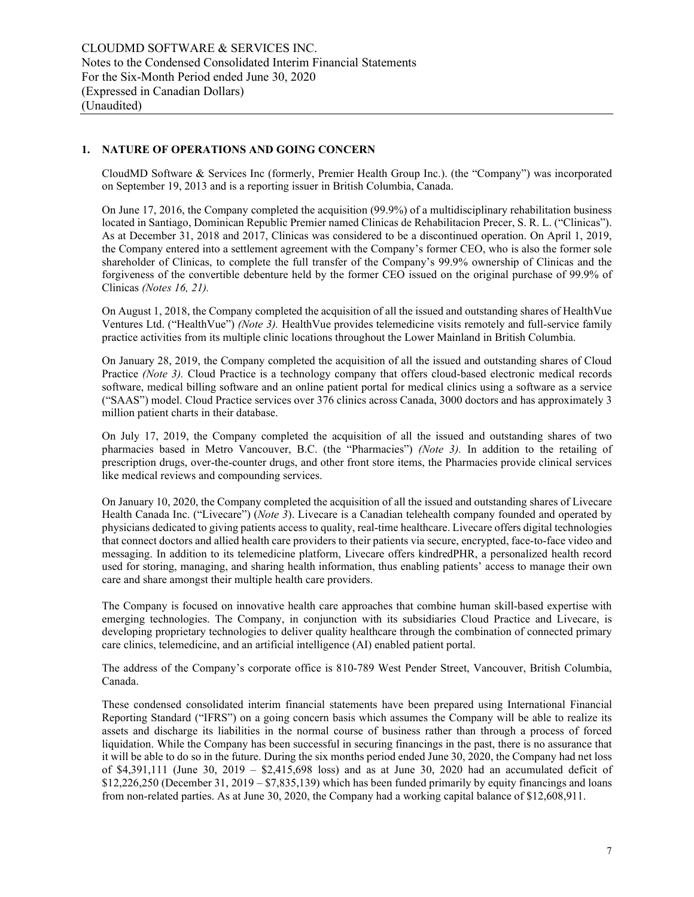## 1. NATURE OF OPERATIONS AND GOING CONCERN

CloudMD Software & Services Inc (formerly, Premier Health Group Inc.). (the "Company") was incorporated on September 19, 2013 and is a reporting issuer in British Columbia, Canada.

On June 17, 2016, the Company completed the acquisition (99.9%) of a multidisciplinary rehabilitation business located in Santiago, Dominican Republic Premier named Clinicas de Rehabilitacion Precer, S. R. L. ("Clinicas"). As at December 31, 2018 and 2017, Clinicas was considered to be a discontinued operation. On April 1, 2019, the Company entered into a settlement agreement with the Company's former CEO, who is also the former sole shareholder of Clinicas, to complete the full transfer of the Company's 99.9% ownership of Clinicas and the forgiveness of the convertible debenture held by the former CEO issued on the original purchase of 99.9% of Clinicas *(Notes 16, 21).*

On August 1, 2018, the Company completed the acquisition of all the issued and outstanding shares of HealthVue Ventures Ltd. ("HealthVue") *(Note 3).* HealthVue provides telemedicine visits remotely and full-service family practice activities from its multiple clinic locations throughout the Lower Mainland in British Columbia.

On January 28, 2019, the Company completed the acquisition of all the issued and outstanding shares of Cloud Practice *(Note 3).* Cloud Practice is a technology company that offers cloud-based electronic medical records software, medical billing software and an online patient portal for medical clinics using a software as a service ("SAAS") model. Cloud Practice services over 376 clinics across Canada, 3000 doctors and has approximately 3 million patient charts in their database.

On July 17, 2019, the Company completed the acquisition of all the issued and outstanding shares of two pharmacies based in Metro Vancouver, B.C. (the "Pharmacies") *(Note 3).* In addition to the retailing of prescription drugs, over-the-counter drugs, and other front store items, the Pharmacies provide clinical services like medical reviews and compounding services.

On January 10, 2020, the Company completed the acquisition of all the issued and outstanding shares of Livecare Health Canada Inc. ("Livecare") (*Note 3*). Livecare is a Canadian telehealth company founded and operated by physicians dedicated to giving patients access to quality, real-time healthcare. Livecare offers digital technologies that connect doctors and allied health care providers to their patients via secure, encrypted, face-to-face video and messaging. In addition to its telemedicine platform, Livecare offers kindredPHR, a personalized health record used for storing, managing, and sharing health information, thus enabling patients' access to manage their own care and share amongst their multiple health care providers.

The Company is focused on innovative health care approaches that combine human skill-based expertise with emerging technologies. The Company, in conjunction with its subsidiaries Cloud Practice and Livecare, is developing proprietary technologies to deliver quality healthcare through the combination of connected primary care clinics, telemedicine, and an artificial intelligence (AI) enabled patient portal.

The address of the Company's corporate office is 810-789 West Pender Street, Vancouver, British Columbia, Canada.

These condensed consolidated interim financial statements have been prepared using International Financial Reporting Standard ("IFRS") on a going concern basis which assumes the Company will be able to realize its assets and discharge its liabilities in the normal course of business rather than through a process of forced liquidation. While the Company has been successful in securing financings in the past, there is no assurance that it will be able to do so in the future. During the six months period ended June 30, 2020, the Company had net loss of $4,391,111 (June 30, 2019 – $2,415,698 loss) and as at June 30, 2020 had an accumulated deficit of $12,226,250 (December 31, 2019 – $7,835,139) which has been funded primarily by equity financings and loans from non-related parties. As at June 30, 2020, the Company had a working capital balance of $12,608,911.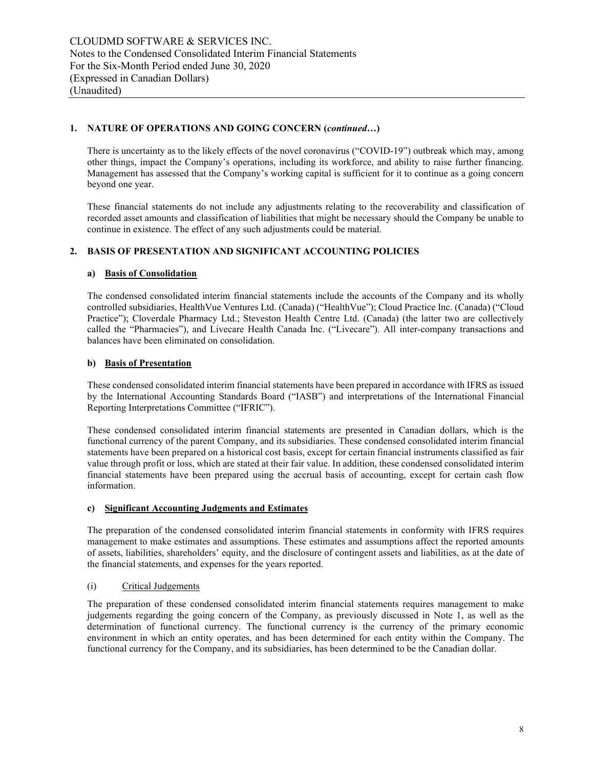## 1. NATURE OF OPERATIONS AND GOING CONCERN (*continued…*)

There is uncertainty as to the likely effects of the novel coronavirus ("COVID-19") outbreak which may, among other things, impact the Company's operations, including its workforce, and ability to raise further financing. Management has assessed that the Company's working capital is sufficient for it to continue as a going concern beyond one year.

These financial statements do not include any adjustments relating to the recoverability and classification of recorded asset amounts and classification of liabilities that might be necessary should the Company be unable to continue in existence. The effect of any such adjustments could be material.

## 2. BASIS OF PRESENTATION AND SIGNIFICANT ACCOUNTING POLICIES

### a) Basis of Consolidation

The condensed consolidated interim financial statements include the accounts of the Company and its wholly controlled subsidiaries, HealthVue Ventures Ltd. (Canada) ("HealthVue"); Cloud Practice Inc. (Canada) ("Cloud Practice"); Cloverdale Pharmacy Ltd.; Steveston Health Centre Ltd. (Canada) (the latter two are collectively called the "Pharmacies"), and Livecare Health Canada Inc. ("Livecare"). All inter-company transactions and balances have been eliminated on consolidation.

### b) Basis of Presentation

These condensed consolidated interim financial statements have been prepared in accordance with IFRS as issued by the International Accounting Standards Board ("IASB") and interpretations of the International Financial Reporting Interpretations Committee ("IFRIC").

These condensed consolidated interim financial statements are presented in Canadian dollars, which is the functional currency of the parent Company, and its subsidiaries. These condensed consolidated interim financial statements have been prepared on a historical cost basis, except for certain financial instruments classified as fair value through profit or loss, which are stated at their fair value. In addition, these condensed consolidated interim financial statements have been prepared using the accrual basis of accounting, except for certain cash flow information.

### c) Significant Accounting Judgments and Estimates

The preparation of the condensed consolidated interim financial statements in conformity with IFRS requires management to make estimates and assumptions. These estimates and assumptions affect the reported amounts of assets, liabilities, shareholders' equity, and the disclosure of contingent assets and liabilities, as at the date of the financial statements, and expenses for the years reported.

(i) Critical Judgements

The preparation of these condensed consolidated interim financial statements requires management to make judgements regarding the going concern of the Company, as previously discussed in Note 1, as well as the determination of functional currency. The functional currency is the currency of the primary economic environment in which an entity operates, and has been determined for each entity within the Company. The functional currency for the Company, and its subsidiaries, has been determined to be the Canadian dollar.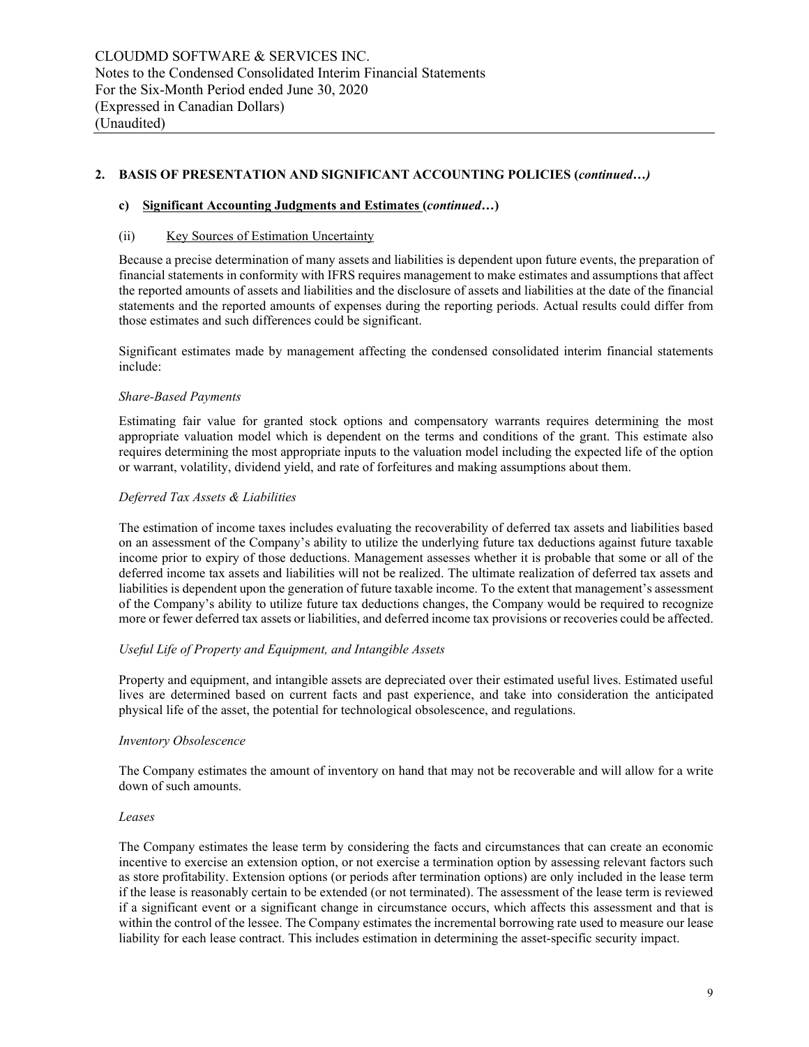## 2. BASIS OF PRESENTATION AND SIGNIFICANT ACCOUNTING POLICIES (*continued…)*

### c) Significant Accounting Judgments and Estimates (*continued…*)

#### (ii) Key Sources of Estimation Uncertainty

Because a precise determination of many assets and liabilities is dependent upon future events, the preparation of financial statements in conformity with IFRS requires management to make estimates and assumptions that affect the reported amounts of assets and liabilities and the disclosure of assets and liabilities at the date of the financial statements and the reported amounts of expenses during the reporting periods. Actual results could differ from those estimates and such differences could be significant.

Significant estimates made by management affecting the condensed consolidated interim financial statements include:

*Share-Based Payments*

Estimating fair value for granted stock options and compensatory warrants requires determining the most appropriate valuation model which is dependent on the terms and conditions of the grant. This estimate also requires determining the most appropriate inputs to the valuation model including the expected life of the option or warrant, volatility, dividend yield, and rate of forfeitures and making assumptions about them.

*Deferred Tax Assets & Liabilities*

The estimation of income taxes includes evaluating the recoverability of deferred tax assets and liabilities based on an assessment of the Company's ability to utilize the underlying future tax deductions against future taxable income prior to expiry of those deductions. Management assesses whether it is probable that some or all of the deferred income tax assets and liabilities will not be realized. The ultimate realization of deferred tax assets and liabilities is dependent upon the generation of future taxable income. To the extent that management's assessment of the Company's ability to utilize future tax deductions changes, the Company would be required to recognize more or fewer deferred tax assets or liabilities, and deferred income tax provisions or recoveries could be affected.

*Useful Life of Property and Equipment, and Intangible Assets*

Property and equipment, and intangible assets are depreciated over their estimated useful lives. Estimated useful lives are determined based on current facts and past experience, and take into consideration the anticipated physical life of the asset, the potential for technological obsolescence, and regulations.

*Inventory Obsolescence*

The Company estimates the amount of inventory on hand that may not be recoverable and will allow for a write down of such amounts.

*Leases*

The Company estimates the lease term by considering the facts and circumstances that can create an economic incentive to exercise an extension option, or not exercise a termination option by assessing relevant factors such as store profitability. Extension options (or periods after termination options) are only included in the lease term if the lease is reasonably certain to be extended (or not terminated). The assessment of the lease term is reviewed if a significant event or a significant change in circumstance occurs, which affects this assessment and that is within the control of the lessee. The Company estimates the incremental borrowing rate used to measure our lease liability for each lease contract. This includes estimation in determining the asset-specific security impact.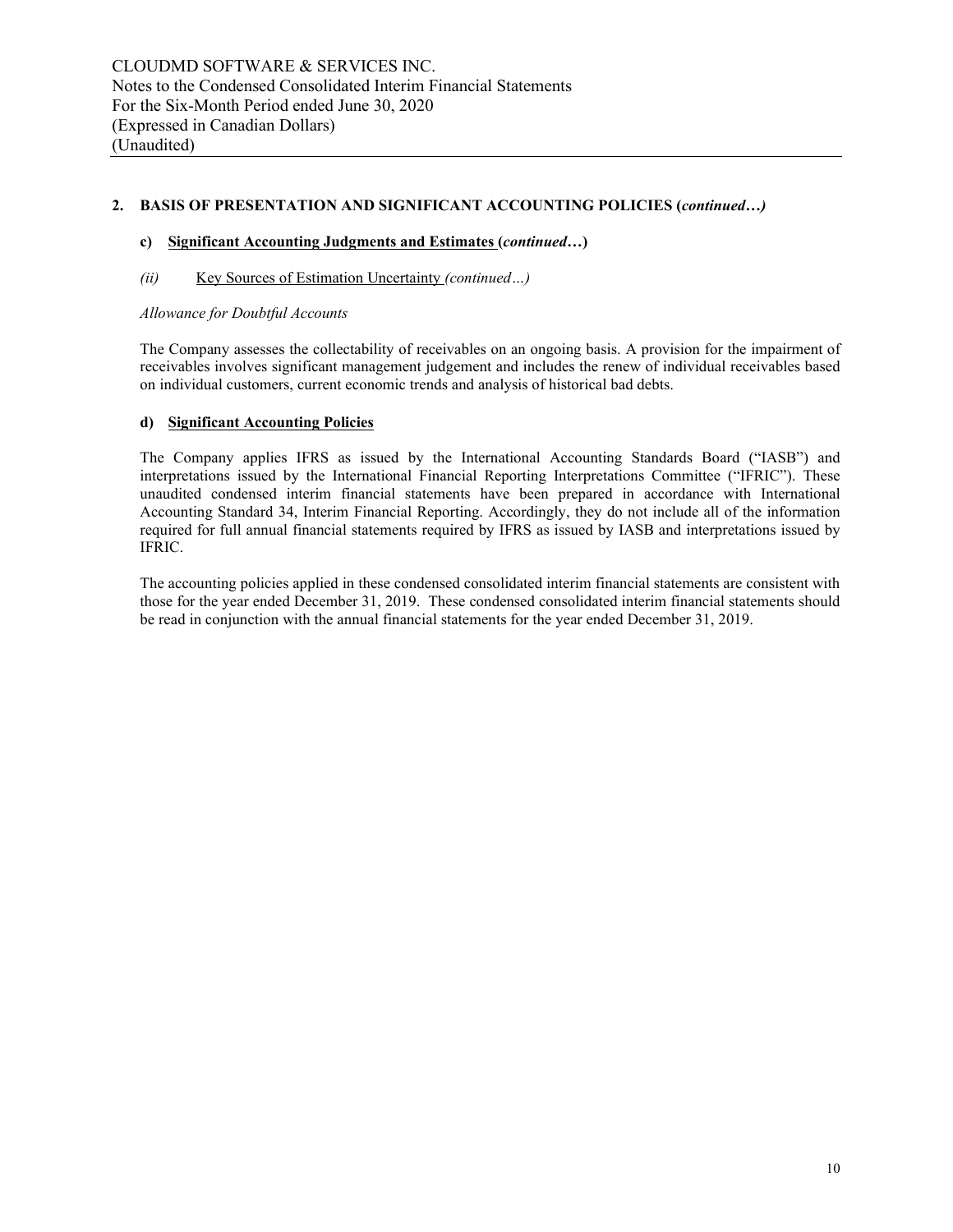## 2. BASIS OF PRESENTATION AND SIGNIFICANT ACCOUNTING POLICIES (*continued…)*

### c) Significant Accounting Judgments and Estimates (*continued…*)

*(ii)* Key Sources of Estimation Uncertainty *(continued…)*

*Allowance for Doubtful Accounts*

The Company assesses the collectability of receivables on an ongoing basis. A provision for the impairment of receivables involves significant management judgement and includes the renew of individual receivables based on individual customers, current economic trends and analysis of historical bad debts.

### d) Significant Accounting Policies

The Company applies IFRS as issued by the International Accounting Standards Board ("IASB") and interpretations issued by the International Financial Reporting Interpretations Committee ("IFRIC"). These unaudited condensed interim financial statements have been prepared in accordance with International Accounting Standard 34, Interim Financial Reporting. Accordingly, they do not include all of the information required for full annual financial statements required by IFRS as issued by IASB and interpretations issued by IFRIC.

The accounting policies applied in these condensed consolidated interim financial statements are consistent with those for the year ended December 31, 2019. These condensed consolidated interim financial statements should be read in conjunction with the annual financial statements for the year ended December 31, 2019.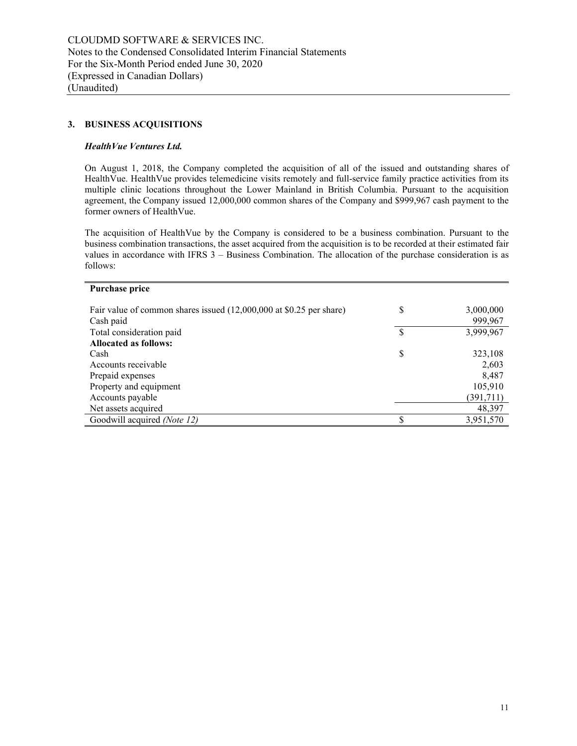## 3. BUSINESS ACQUISITIONS

### *HealthVue Ventures Ltd.*

On August 1, 2018, the Company completed the acquisition of all of the issued and outstanding shares of HealthVue. HealthVue provides telemedicine visits remotely and full-service family practice activities from its multiple clinic locations throughout the Lower Mainland in British Columbia. Pursuant to the acquisition agreement, the Company issued 12,000,000 common shares of the Company and $999,967 cash payment to the former owners of HealthVue.

The acquisition of HealthVue by the Company is considered to be a business combination. Pursuant to the business combination transactions, the asset acquired from the acquisition is to be recorded at their estimated fair values in accordance with IFRS 3 – Business Combination. The allocation of the purchase consideration is as follows:

| **Purchase price** | | |
|---|---|---|
| Fair value of common shares issued (12,000,000 at $0.25 per share) | $ | 3,000,000 |
| Cash paid | | 999,967 |
| Total consideration paid | $ | 3,999,967 |
| **Allocated as follows:** | | |
| Cash | $ | 323,108 |
| Accounts receivable | | 2,603 |
| Prepaid expenses | | 8,487 |
| Property and equipment | | 105,910 |
| Accounts payable | | (391,711) |
| Net assets acquired | | 48,397 |
| Goodwill acquired *(Note 12)* | $ | 3,951,570 |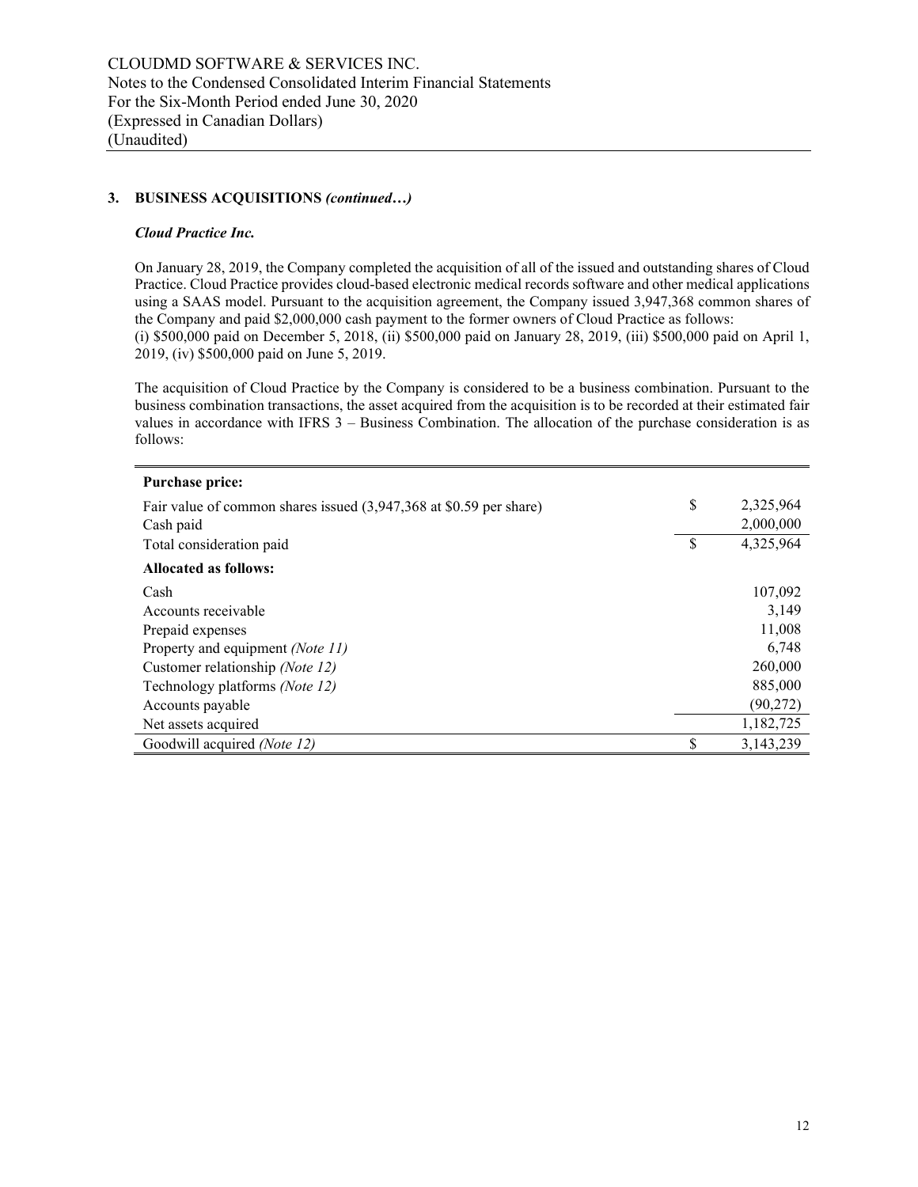### 3. BUSINESS ACQUISITIONS *(continued…)*

***Cloud Practice Inc.***

On January 28, 2019, the Company completed the acquisition of all of the issued and outstanding shares of Cloud Practice. Cloud Practice provides cloud-based electronic medical records software and other medical applications using a SAAS model. Pursuant to the acquisition agreement, the Company issued 3,947,368 common shares of the Company and paid $2,000,000 cash payment to the former owners of Cloud Practice as follows:
(i) $500,000 paid on December 5, 2018, (ii) $500,000 paid on January 28, 2019, (iii) $500,000 paid on April 1, 2019, (iv) $500,000 paid on June 5, 2019.

The acquisition of Cloud Practice by the Company is considered to be a business combination. Pursuant to the business combination transactions, the asset acquired from the acquisition is to be recorded at their estimated fair values in accordance with IFRS 3 – Business Combination. The allocation of the purchase consideration is as follows:

| | | |
|---|---|---|
| **Purchase price:** | | |
| Fair value of common shares issued (3,947,368 at $0.59 per share) | $ | 2,325,964 |
| Cash paid | | 2,000,000 |
| Total consideration paid | $ | 4,325,964 |
| **Allocated as follows:** | | |
| Cash | | 107,092 |
| Accounts receivable | | 3,149 |
| Prepaid expenses | | 11,008 |
| Property and equipment *(Note 11)* | | 6,748 |
| Customer relationship *(Note 12)* | | 260,000 |
| Technology platforms *(Note 12)* | | 885,000 |
| Accounts payable | | (90,272) |
| Net assets acquired | | 1,182,725 |
| Goodwill acquired *(Note 12)* | $ | 3,143,239 |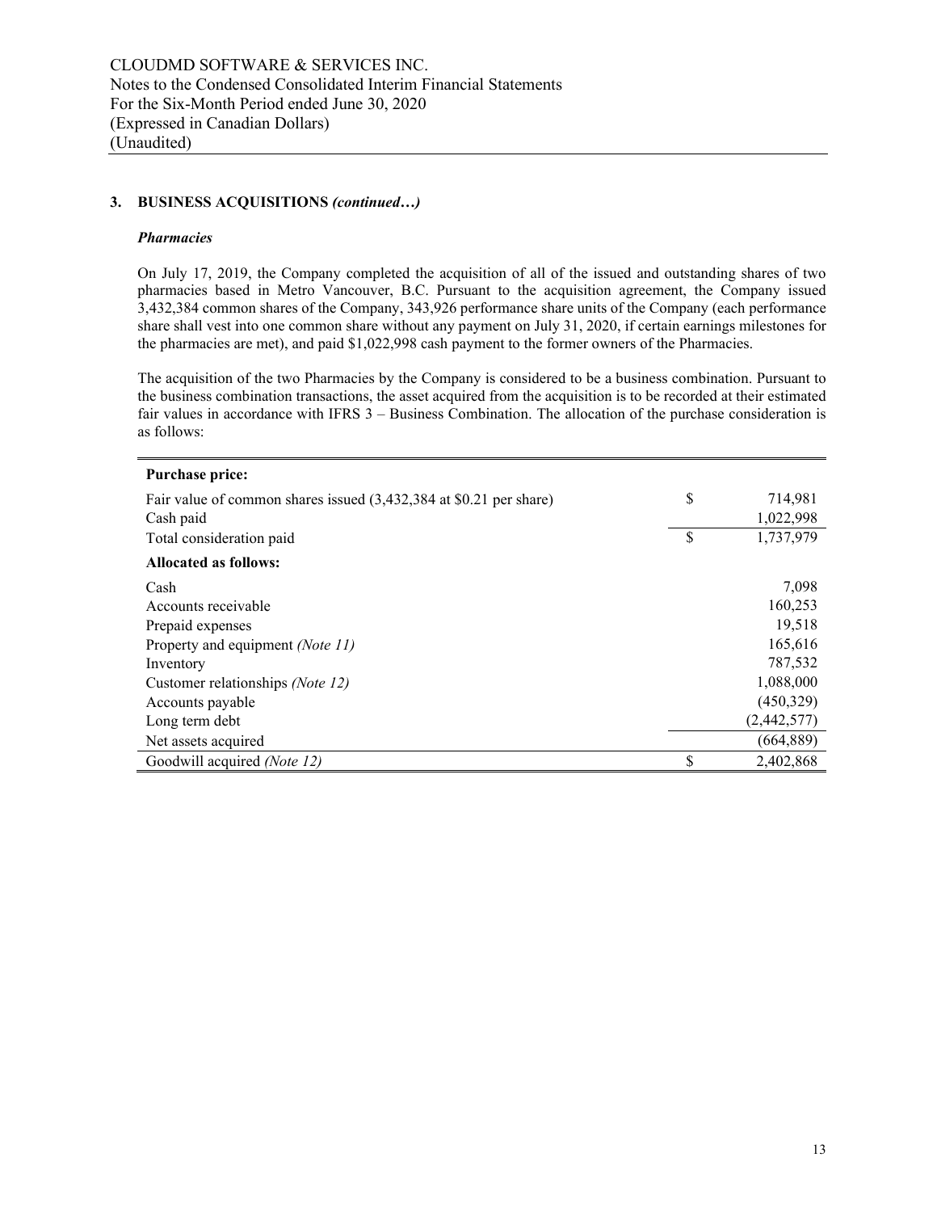### 3. BUSINESS ACQUISITIONS *(continued…)*

***Pharmacies***

On July 17, 2019, the Company completed the acquisition of all of the issued and outstanding shares of two pharmacies based in Metro Vancouver, B.C. Pursuant to the acquisition agreement, the Company issued 3,432,384 common shares of the Company, 343,926 performance share units of the Company (each performance share shall vest into one common share without any payment on July 31, 2020, if certain earnings milestones for the pharmacies are met), and paid $1,022,998 cash payment to the former owners of the Pharmacies.

The acquisition of the two Pharmacies by the Company is considered to be a business combination. Pursuant to the business combination transactions, the asset acquired from the acquisition is to be recorded at their estimated fair values in accordance with IFRS 3 – Business Combination. The allocation of the purchase consideration is as follows:

| | | |
|---|---|---|
| **Purchase price:** | | |
| Fair value of common shares issued (3,432,384 at $0.21 per share) | $ | 714,981 |
| Cash paid | | 1,022,998 |
| Total consideration paid | $ | 1,737,979 |
| **Allocated as follows:** | | |
| Cash | | 7,098 |
| Accounts receivable | | 160,253 |
| Prepaid expenses | | 19,518 |
| Property and equipment *(Note 11)* | | 165,616 |
| Inventory | | 787,532 |
| Customer relationships *(Note 12)* | | 1,088,000 |
| Accounts payable | | (450,329) |
| Long term debt | | (2,442,577) |
| Net assets acquired | | (664,889) |
| Goodwill acquired *(Note 12)* | $ | 2,402,868 |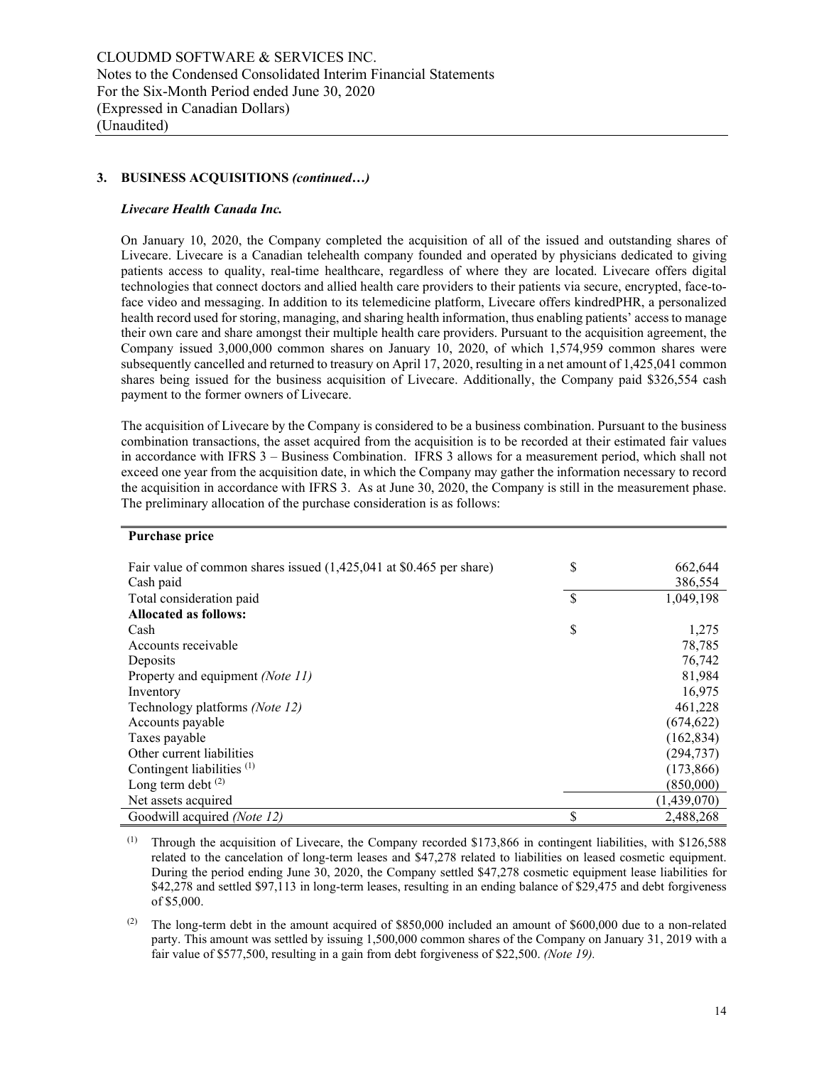### 3. BUSINESS ACQUISITIONS *(continued…)*

#### *Livecare Health Canada Inc.*

On January 10, 2020, the Company completed the acquisition of all of the issued and outstanding shares of Livecare. Livecare is a Canadian telehealth company founded and operated by physicians dedicated to giving patients access to quality, real-time healthcare, regardless of where they are located. Livecare offers digital technologies that connect doctors and allied health care providers to their patients via secure, encrypted, face-to-face video and messaging. In addition to its telemedicine platform, Livecare offers kindredPHR, a personalized health record used for storing, managing, and sharing health information, thus enabling patients' access to manage their own care and share amongst their multiple health care providers. Pursuant to the acquisition agreement, the Company issued 3,000,000 common shares on January 10, 2020, of which 1,574,959 common shares were subsequently cancelled and returned to treasury on April 17, 2020, resulting in a net amount of 1,425,041 common shares being issued for the business acquisition of Livecare. Additionally, the Company paid $326,554 cash payment to the former owners of Livecare.

The acquisition of Livecare by the Company is considered to be a business combination. Pursuant to the business combination transactions, the asset acquired from the acquisition is to be recorded at their estimated fair values in accordance with IFRS 3 – Business Combination. IFRS 3 allows for a measurement period, which shall not exceed one year from the acquisition date, in which the Company may gather the information necessary to record the acquisition in accordance with IFRS 3. As at June 30, 2020, the Company is still in the measurement phase. The preliminary allocation of the purchase consideration is as follows:

| | | |
|---|---|---|
| **Purchase price** | | |
| Fair value of common shares issued (1,425,041 at $0.465 per share) | $ | 662,644 |
| Cash paid | | 386,554 |
| Total consideration paid | $ | 1,049,198 |
| **Allocated as follows:** | | |
| Cash | $ | 1,275 |
| Accounts receivable | | 78,785 |
| Deposits | | 76,742 |
| Property and equipment *(Note 11)* | | 81,984 |
| Inventory | | 16,975 |
| Technology platforms *(Note 12)* | | 461,228 |
| Accounts payable | | (674,622) |
| Taxes payable | | (162,834) |
| Other current liabilities | | (294,737) |
| Contingent liabilities [(1)] | | (173,866) |
| Long term debt [(2)] | | (850,000) |
| Net assets acquired | | (1,439,070) |
| Goodwill acquired *(Note 12)* | $ | 2,488,268 |

(1) Through the acquisition of Livecare, the Company recorded $173,866 in contingent liabilities, with $126,588 related to the cancelation of long-term leases and $47,278 related to liabilities on leased cosmetic equipment. During the period ending June 30, 2020, the Company settled $47,278 cosmetic equipment lease liabilities for $42,278 and settled $97,113 in long-term leases, resulting in an ending balance of $29,475 and debt forgiveness of $5,000.

(2) The long-term debt in the amount acquired of $850,000 included an amount of $600,000 due to a non-related party. This amount was settled by issuing 1,500,000 common shares of the Company on January 31, 2019 with a fair value of $577,500, resulting in a gain from debt forgiveness of $22,500. *(Note 19).*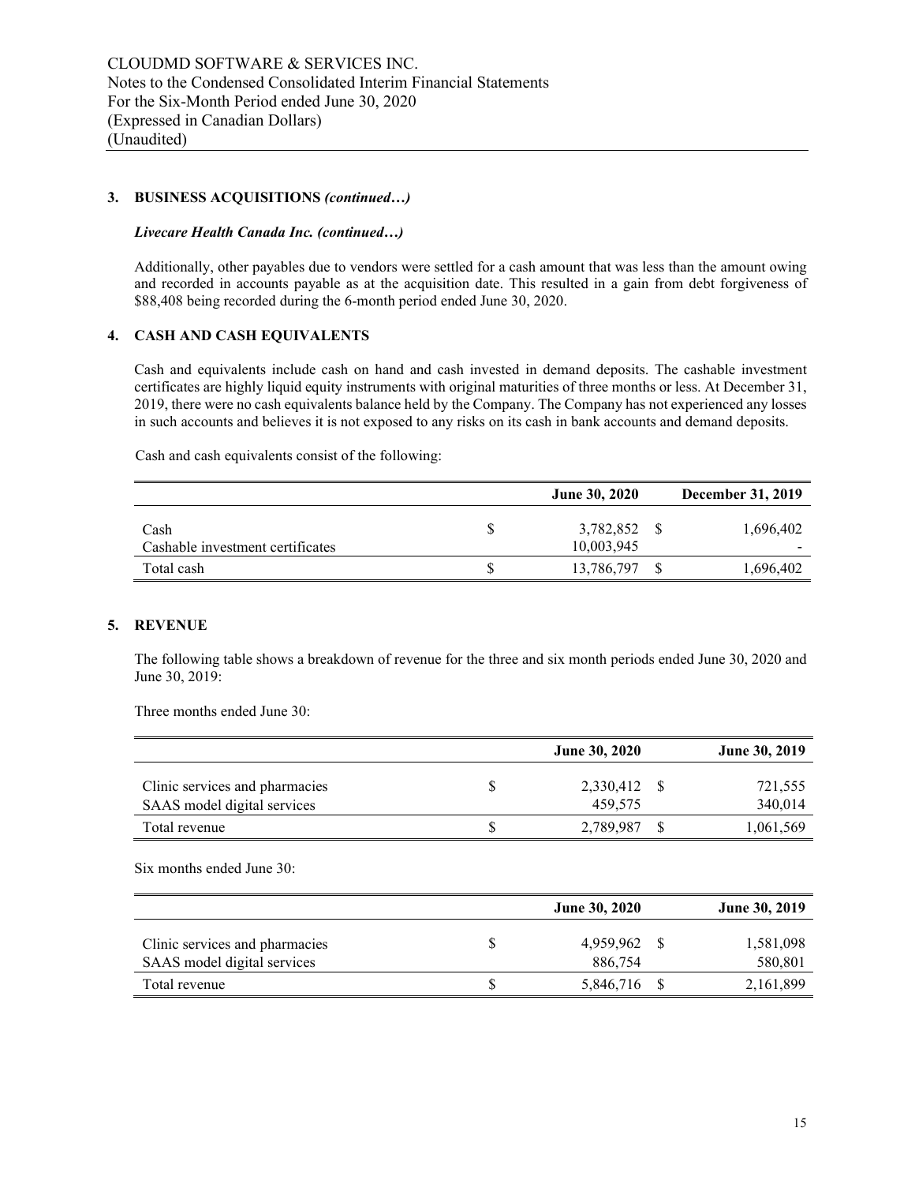### 3. BUSINESS ACQUISITIONS *(continued…)*

***Livecare Health Canada Inc. (continued…)***

Additionally, other payables due to vendors were settled for a cash amount that was less than the amount owing and recorded in accounts payable as at the acquisition date. This resulted in a gain from debt forgiveness of $88,408 being recorded during the 6-month period ended June 30, 2020.

### 4. CASH AND CASH EQUIVALENTS

Cash and equivalents include cash on hand and cash invested in demand deposits. The cashable investment certificates are highly liquid equity instruments with original maturities of three months or less. At December 31, 2019, there were no cash equivalents balance held by the Company. The Company has not experienced any losses in such accounts and believes it is not exposed to any risks on its cash in bank accounts and demand deposits.

Cash and cash equivalents consist of the following:

| | | June 30, 2020 | | December 31, 2019 |
|---|---|---|---|---|
| Cash | $ | 3,782,852 | $ | 1,696,402 |
| Cashable investment certificates | | 10,003,945 | | - |
| Total cash | $ | 13,786,797 | $ | 1,696,402 |

### 5. REVENUE

The following table shows a breakdown of revenue for the three and six month periods ended June 30, 2020 and June 30, 2019:

Three months ended June 30:

| | | June 30, 2020 | | June 30, 2019 |
|---|---|---|---|---|
| Clinic services and pharmacies | $ | 2,330,412 | $ | 721,555 |
| SAAS model digital services | | 459,575 | | 340,014 |
| Total revenue | $ | 2,789,987 | $ | 1,061,569 |

Six months ended June 30:

| | | June 30, 2020 | | June 30, 2019 |
|---|---|---|---|---|
| Clinic services and pharmacies | $ | 4,959,962 | $ | 1,581,098 |
| SAAS model digital services | | 886,754 | | 580,801 |
| Total revenue | $ | 5,846,716 | $ | 2,161,899 |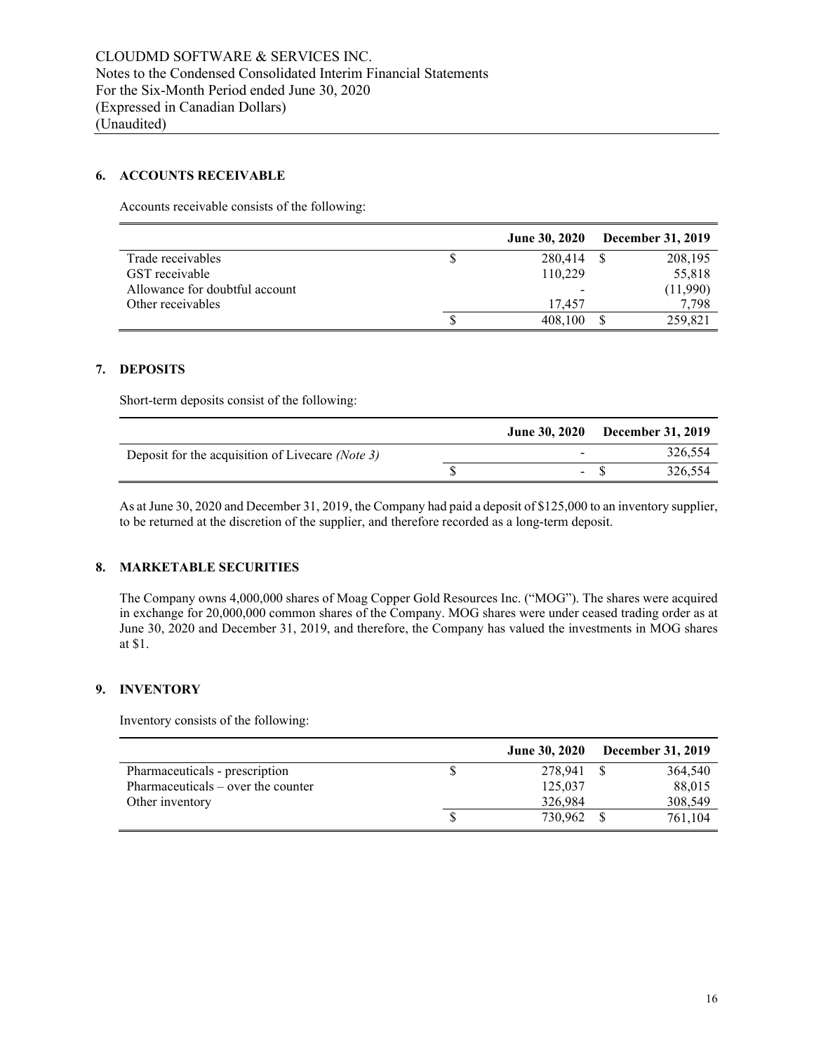## 6. ACCOUNTS RECEIVABLE

Accounts receivable consists of the following:

| | June 30, 2020 | December 31, 2019 |
|---|---|---|
| Trade receivables | $ 280,414 | $ 208,195 |
| GST receivable | 110,229 | 55,818 |
| Allowance for doubtful account | - | (11,990) |
| Other receivables | 17,457 | 7,798 |
| | $ 408,100 | $ 259,821 |

## 7. DEPOSITS

Short-term deposits consist of the following:

| | June 30, 2020 | December 31, 2019 |
|---|---|---|
| Deposit for the acquisition of Livecare *(Note 3)* | - | 326,554 |
| | $ - | $ 326,554 |

As at June 30, 2020 and December 31, 2019, the Company had paid a deposit of $125,000 to an inventory supplier, to be returned at the discretion of the supplier, and therefore recorded as a long-term deposit.

## 8. MARKETABLE SECURITIES

The Company owns 4,000,000 shares of Moag Copper Gold Resources Inc. ("MOG"). The shares were acquired in exchange for 20,000,000 common shares of the Company. MOG shares were under ceased trading order as at June 30, 2020 and December 31, 2019, and therefore, the Company has valued the investments in MOG shares at $1.

## 9. INVENTORY

Inventory consists of the following:

| | June 30, 2020 | December 31, 2019 |
|---|---|---|
| Pharmaceuticals - prescription | $ 278,941 | $ 364,540 |
| Pharmaceuticals – over the counter | 125,037 | 88,015 |
| Other inventory | 326,984 | 308,549 |
| | $ 730,962 | $ 761,104 |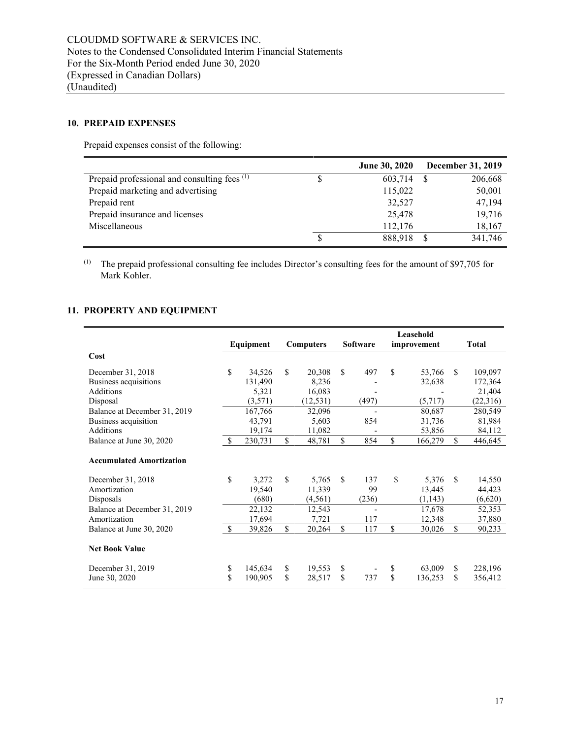## 10. PREPAID EXPENSES

Prepaid expenses consist of the following:

| | June 30, 2020 | December 31, 2019 |
|---|---|---|
| Prepaid professional and consulting fees [(1)] | $ 603,714 | $ 206,668 |
| Prepaid marketing and advertising | 115,022 | 50,001 |
| Prepaid rent | 32,527 | 47,194 |
| Prepaid insurance and licenses | 25,478 | 19,716 |
| Miscellaneous | 112,176 | 18,167 |
| | $ 888,918 | $ 341,746 |

(1) The prepaid professional consulting fee includes Director's consulting fees for the amount of $97,705 for Mark Kohler.

## 11. PROPERTY AND EQUIPMENT

| | Equipment | Computers | Software | Leasehold improvement | Total |
|---|---|---|---|---|---|
| **Cost** | | | | | |
| December 31, 2018 | $ 34,526 | $ 20,308 | $ 497 | $ 53,766 | $ 109,097 |
| Business acquisitions | 131,490 | 8,236 | - | 32,638 | 172,364 |
| Additions | 5,321 | 16,083 | - | - | 21,404 |
| Disposal | (3,571) | (12,531) | (497) | (5,717) | (22,316) |
| Balance at December 31, 2019 | 167,766 | 32,096 | - | 80,687 | 280,549 |
| Business acquisition | 43,791 | 5,603 | 854 | 31,736 | 81,984 |
| Additions | 19,174 | 11,082 | - | 53,856 | 84,112 |
| Balance at June 30, 2020 | $ 230,731 | $ 48,781 | $ 854 | $ 166,279 | $ 446,645 |
| **Accumulated Amortization** | | | | | |
| December 31, 2018 | $ 3,272 | $ 5,765 | $ 137 | $ 5,376 | $ 14,550 |
| Amortization | 19,540 | 11,339 | 99 | 13,445 | 44,423 |
| Disposals | (680) | (4,561) | (236) | (1,143) | (6,620) |
| Balance at December 31, 2019 | 22,132 | 12,543 | - | 17,678 | 52,353 |
| Amortization | 17,694 | 7,721 | 117 | 12,348 | 37,880 |
| Balance at June 30, 2020 | $ 39,826 | $ 20,264 | $ 117 | $ 30,026 | $ 90,233 |
| **Net Book Value** | | | | | |
| December 31, 2019 | $ 145,634 | $ 19,553 | $ - | $ 63,009 | $ 228,196 |
| June 30, 2020 | $ 190,905 | $ 28,517 | $ 737 | $ 136,253 | $ 356,412 |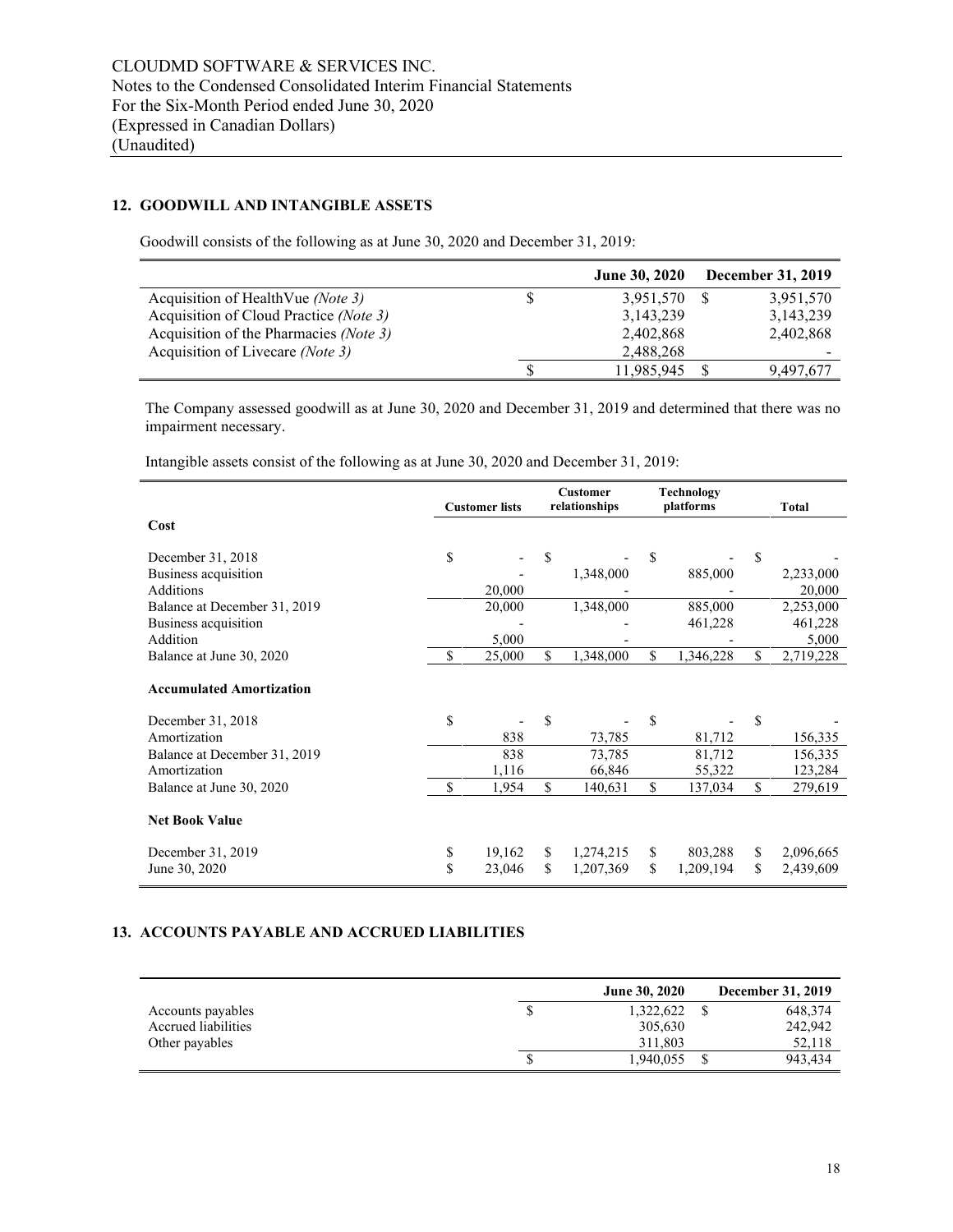## 12. GOODWILL AND INTANGIBLE ASSETS

Goodwill consists of the following as at June 30, 2020 and December 31, 2019:

| | | June 30, 2020 | | December 31, 2019 |
|---|---|---|---|---|
| Acquisition of HealthVue *(Note 3)* | $ | 3,951,570 | $ | 3,951,570 |
| Acquisition of Cloud Practice *(Note 3)* | | 3,143,239 | | 3,143,239 |
| Acquisition of the Pharmacies *(Note 3)* | | 2,402,868 | | 2,402,868 |
| Acquisition of Livecare *(Note 3)* | | 2,488,268 | | - |
| | $ | 11,985,945 | $ | 9,497,677 |

The Company assessed goodwill as at June 30, 2020 and December 31, 2019 and determined that there was no impairment necessary.

Intangible assets consist of the following as at June 30, 2020 and December 31, 2019:

| | | Customer lists | | Customer relationships | | Technology platforms | | Total |
|---|---|---|---|---|---|---|---|---|
| **Cost** | | | | | | | | |
| December 31, 2018 | $ | - | $ | - | $ | - | $ | - |
| Business acquisition | | - | | 1,348,000 | | 885,000 | | 2,233,000 |
| Additions | | 20,000 | | - | | - | | 20,000 |
| Balance at December 31, 2019 | | 20,000 | | 1,348,000 | | 885,000 | | 2,253,000 |
| Business acquisition | | - | | - | | 461,228 | | 461,228 |
| Addition | | 5,000 | | - | | - | | 5,000 |
| Balance at June 30, 2020 | $ | 25,000 | $ | 1,348,000 | $ | 1,346,228 | $ | 2,719,228 |
| **Accumulated Amortization** | | | | | | | | |
| December 31, 2018 | $ | - | $ | - | $ | - | $ | - |
| Amortization | | 838 | | 73,785 | | 81,712 | | 156,335 |
| Balance at December 31, 2019 | | 838 | | 73,785 | | 81,712 | | 156,335 |
| Amortization | | 1,116 | | 66,846 | | 55,322 | | 123,284 |
| Balance at June 30, 2020 | $ | 1,954 | $ | 140,631 | $ | 137,034 | $ | 279,619 |
| **Net Book Value** | | | | | | | | |
| December 31, 2019 | $ | 19,162 | $ | 1,274,215 | $ | 803,288 | $ | 2,096,665 |
| June 30, 2020 | $ | 23,046 | $ | 1,207,369 | $ | 1,209,194 | $ | 2,439,609 |

## 13. ACCOUNTS PAYABLE AND ACCRUED LIABILITIES

| | | June 30, 2020 | | December 31, 2019 |
|---|---|---|---|---|
| Accounts payables | $ | 1,322,622 | $ | 648,374 |
| Accrued liabilities | | 305,630 | | 242,942 |
| Other payables | | 311,803 | | 52,118 |
| | $ | 1,940,055 | $ | 943,434 |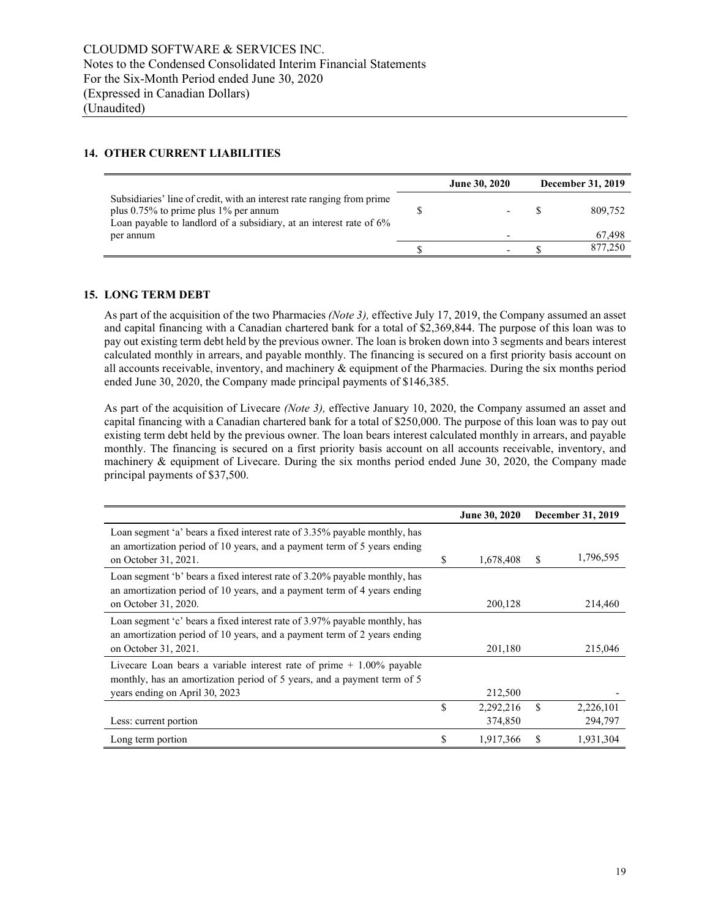## 14. OTHER CURRENT LIABILITIES

| | June 30, 2020 | December 31, 2019 |
|---|---|---|
| Subsidiaries' line of credit, with an interest rate ranging from prime plus 0.75% to prime plus 1% per annum | $ - | $ 809,752 |
| Loan payable to landlord of a subsidiary, at an interest rate of 6% per annum | - | 67,498 |
| | $ - | $ 877,250 |

## 15. LONG TERM DEBT

As part of the acquisition of the two Pharmacies *(Note 3),* effective July 17, 2019, the Company assumed an asset and capital financing with a Canadian chartered bank for a total of $2,369,844. The purpose of this loan was to pay out existing term debt held by the previous owner. The loan is broken down into 3 segments and bears interest calculated monthly in arrears, and payable monthly. The financing is secured on a first priority basis account on all accounts receivable, inventory, and machinery & equipment of the Pharmacies. During the six months period ended June 30, 2020, the Company made principal payments of $146,385.

As part of the acquisition of Livecare *(Note 3),* effective January 10, 2020, the Company assumed an asset and capital financing with a Canadian chartered bank for a total of $250,000. The purpose of this loan was to pay out existing term debt held by the previous owner. The loan bears interest calculated monthly in arrears, and payable monthly. The financing is secured on a first priority basis account on all accounts receivable, inventory, and machinery & equipment of Livecare. During the six months period ended June 30, 2020, the Company made principal payments of $37,500.

| | June 30, 2020 | December 31, 2019 |
|---|---|---|
| Loan segment 'a' bears a fixed interest rate of 3.35% payable monthly, has an amortization period of 10 years, and a payment term of 5 years ending on October 31, 2021. | $ 1,678,408 | $ 1,796,595 |
| Loan segment 'b' bears a fixed interest rate of 3.20% payable monthly, has an amortization period of 10 years, and a payment term of 4 years ending on October 31, 2020. | 200,128 | 214,460 |
| Loan segment 'c' bears a fixed interest rate of 3.97% payable monthly, has an amortization period of 10 years, and a payment term of 2 years ending on October 31, 2021. | 201,180 | 215,046 |
| Livecare Loan bears a variable interest rate of prime + 1.00% payable monthly, has an amortization period of 5 years, and a payment term of 5 years ending on April 30, 2023 | 212,500 | - |
| | $ 2,292,216 | $ 2,226,101 |
| Less: current portion | 374,850 | 294,797 |
| Long term portion | $ 1,917,366 | $ 1,931,304 |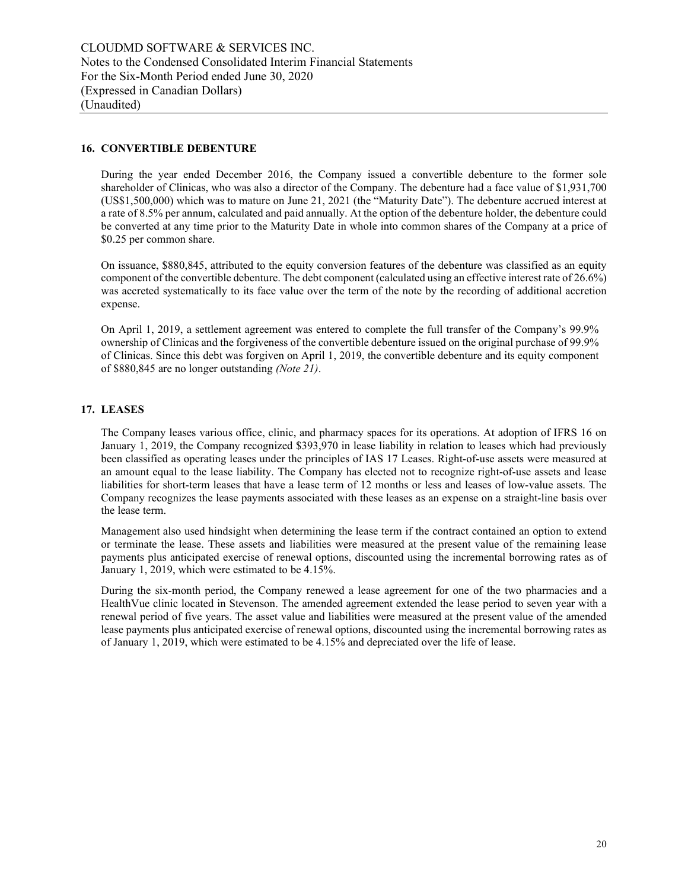## 16. CONVERTIBLE DEBENTURE

During the year ended December 2016, the Company issued a convertible debenture to the former sole shareholder of Clinicas, who was also a director of the Company. The debenture had a face value of $1,931,700 (US$1,500,000) which was to mature on June 21, 2021 (the "Maturity Date"). The debenture accrued interest at a rate of 8.5% per annum, calculated and paid annually. At the option of the debenture holder, the debenture could be converted at any time prior to the Maturity Date in whole into common shares of the Company at a price of $0.25 per common share.

On issuance, $880,845, attributed to the equity conversion features of the debenture was classified as an equity component of the convertible debenture. The debt component (calculated using an effective interest rate of 26.6%) was accreted systematically to its face value over the term of the note by the recording of additional accretion expense.

On April 1, 2019, a settlement agreement was entered to complete the full transfer of the Company's 99.9% ownership of Clinicas and the forgiveness of the convertible debenture issued on the original purchase of 99.9% of Clinicas. Since this debt was forgiven on April 1, 2019, the convertible debenture and its equity component of $880,845 are no longer outstanding *(Note 21)*.

## 17. LEASES

The Company leases various office, clinic, and pharmacy spaces for its operations. At adoption of IFRS 16 on January 1, 2019, the Company recognized $393,970 in lease liability in relation to leases which had previously been classified as operating leases under the principles of IAS 17 Leases. Right-of-use assets were measured at an amount equal to the lease liability. The Company has elected not to recognize right-of-use assets and lease liabilities for short-term leases that have a lease term of 12 months or less and leases of low-value assets. The Company recognizes the lease payments associated with these leases as an expense on a straight-line basis over the lease term.

Management also used hindsight when determining the lease term if the contract contained an option to extend or terminate the lease. These assets and liabilities were measured at the present value of the remaining lease payments plus anticipated exercise of renewal options, discounted using the incremental borrowing rates as of January 1, 2019, which were estimated to be 4.15%.

During the six-month period, the Company renewed a lease agreement for one of the two pharmacies and a HealthVue clinic located in Stevenson. The amended agreement extended the lease period to seven year with a renewal period of five years. The asset value and liabilities were measured at the present value of the amended lease payments plus anticipated exercise of renewal options, discounted using the incremental borrowing rates as of January 1, 2019, which were estimated to be 4.15% and depreciated over the life of lease.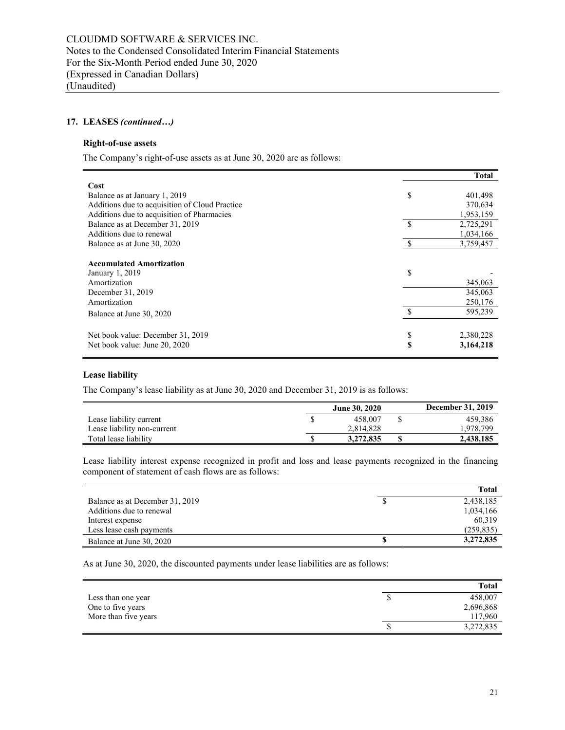## 17. LEASES *(continued…)*

### Right-of-use assets

The Company's right-of-use assets as at June 30, 2020 are as follows:

| | | Total |
|---|---|---|
| **Cost** | | |
| Balance as at January 1, 2019 | $ | 401,498 |
| Additions due to acquisition of Cloud Practice | | 370,634 |
| Additions due to acquisition of Pharmacies | | 1,953,159 |
| Balance as at December 31, 2019 | $ | 2,725,291 |
| Additions due to renewal | | 1,034,166 |
| Balance as at June 30, 2020 | $ | 3,759,457 |
| | | |
| **Accumulated Amortization** | | |
| January 1, 2019 | $ | - |
| Amortization | | 345,063 |
| December 31, 2019 | | 345,063 |
| Amortization | | 250,176 |
| Balance at June 30, 2020 | $ | 595,239 |
| | | |
| Net book value: December 31, 2019 | $ | 2,380,228 |
| Net book value: June 20, 2020 | **$** | **3,164,218** |

### Lease liability

The Company's lease liability as at June 30, 2020 and December 31, 2019 is as follows:

| | | June 30, 2020 | | December 31, 2019 |
|---|---|---|---|---|
| Lease liability current | $ | 458,007 | $ | 459,386 |
| Lease liability non-current | | 2,814,828 | | 1,978,799 |
| Total lease liability | $ | **3,272,835** | **$** | **2,438,185** |

Lease liability interest expense recognized in profit and loss and lease payments recognized in the financing component of statement of cash flows are as follows:

| | | Total |
|---|---|---|
| Balance as at December 31, 2019 | $ | 2,438,185 |
| Additions due to renewal | | 1,034,166 |
| Interest expense | | 60,319 |
| Less lease cash payments | | (259,835) |
| Balance at June 30, 2020 | **$** | **3,272,835** |

As at June 30, 2020, the discounted payments under lease liabilities are as follows:

| | | Total |
|---|---|---|
| Less than one year | $ | 458,007 |
| One to five years | | 2,696,868 |
| More than five years | | 117,960 |
| | $ | 3,272,835 |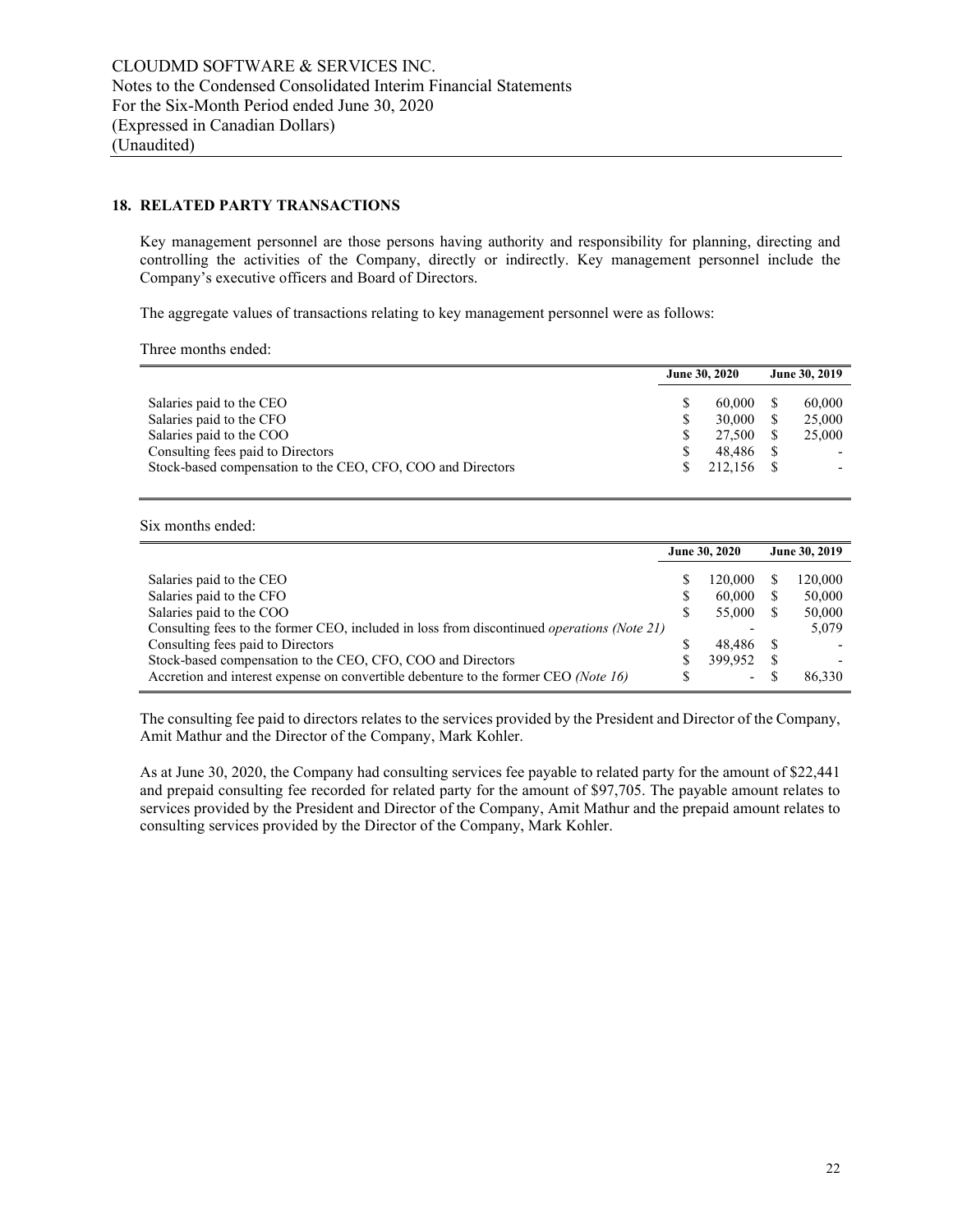## 18. RELATED PARTY TRANSACTIONS

Key management personnel are those persons having authority and responsibility for planning, directing and controlling the activities of the Company, directly or indirectly. Key management personnel include the Company's executive officers and Board of Directors.

The aggregate values of transactions relating to key management personnel were as follows:

Three months ended:

| | June 30, 2020 | June 30, 2019 |
|---|---|---|
| Salaries paid to the CEO | $ 60,000 | $ 60,000 |
| Salaries paid to the CFO | $ 30,000 | $ 25,000 |
| Salaries paid to the COO | $ 27,500 | $ 25,000 |
| Consulting fees paid to Directors | $ 48,486 | $ - |
| Stock-based compensation to the CEO, CFO, COO and Directors | $ 212,156 | $ - |

Six months ended:

| | June 30, 2020 | June 30, 2019 |
|---|---|---|
| Salaries paid to the CEO | $ 120,000 | $ 120,000 |
| Salaries paid to the CFO | $ 60,000 | $ 50,000 |
| Salaries paid to the COO | $ 55,000 | $ 50,000 |
| Consulting fees to the former CEO, included in loss from discontinued *operations (Note 21)* | - | 5,079 |
| Consulting fees paid to Directors | $ 48,486 | $ - |
| Stock-based compensation to the CEO, CFO, COO and Directors | $ 399,952 | $ - |
| Accretion and interest expense on convertible debenture to the former CEO *(Note 16)* | $ - | $ 86,330 |

The consulting fee paid to directors relates to the services provided by the President and Director of the Company, Amit Mathur and the Director of the Company, Mark Kohler.

As at June 30, 2020, the Company had consulting services fee payable to related party for the amount of $22,441 and prepaid consulting fee recorded for related party for the amount of $97,705. The payable amount relates to services provided by the President and Director of the Company, Amit Mathur and the prepaid amount relates to consulting services provided by the Director of the Company, Mark Kohler.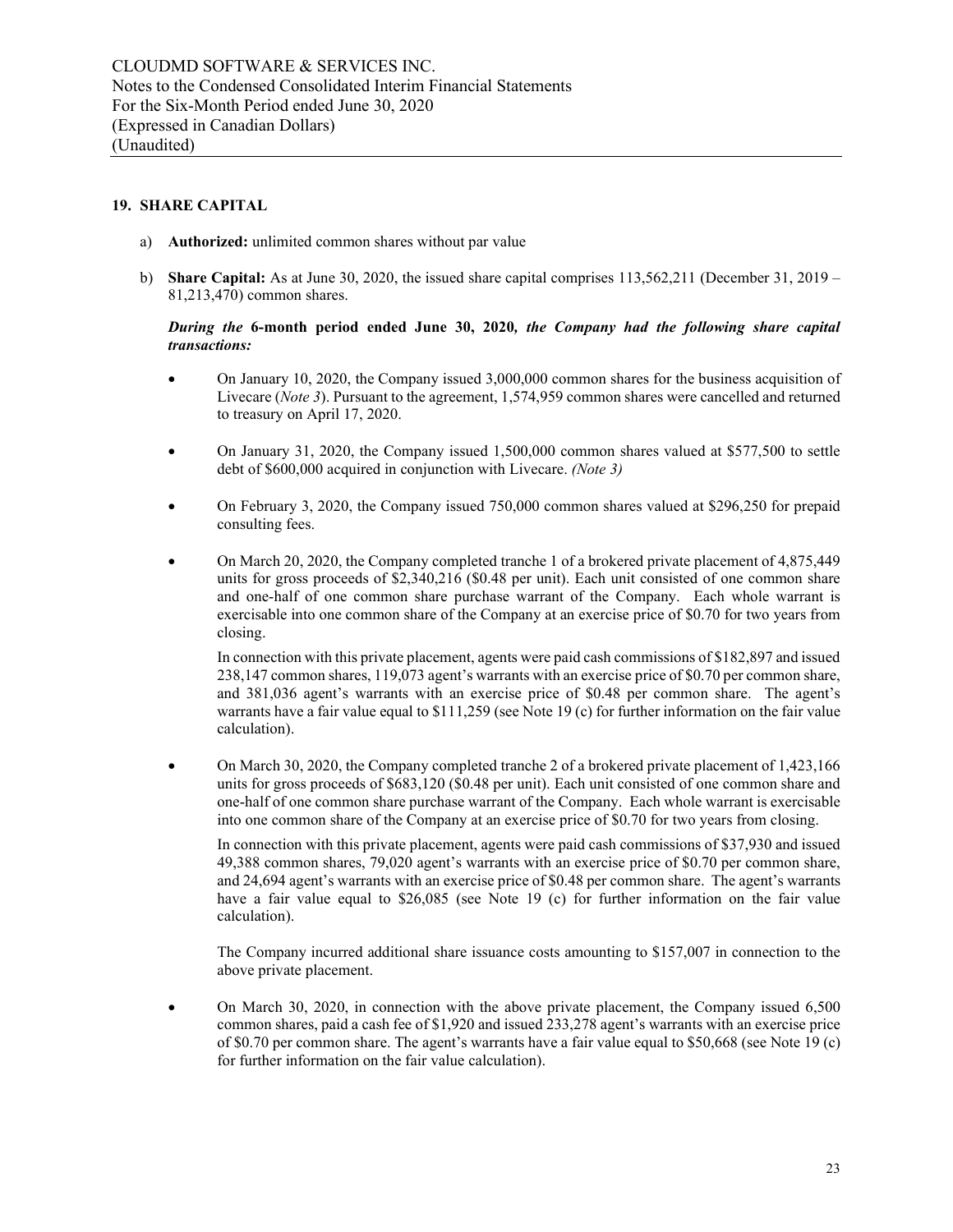## 19. SHARE CAPITAL

a) **Authorized:** unlimited common shares without par value

b) **Share Capital:** As at June 30, 2020, the issued share capital comprises 113,562,211 (December 31, 2019 – 81,213,470) common shares.

***During the* 6-month period ended June 30, 2020*, the Company had the following share capital transactions:***

- On January 10, 2020, the Company issued 3,000,000 common shares for the business acquisition of Livecare (*Note 3*). Pursuant to the agreement, 1,574,959 common shares were cancelled and returned to treasury on April 17, 2020.

- On January 31, 2020, the Company issued 1,500,000 common shares valued at $577,500 to settle debt of $600,000 acquired in conjunction with Livecare. *(Note 3)*

- On February 3, 2020, the Company issued 750,000 common shares valued at $296,250 for prepaid consulting fees.

- On March 20, 2020, the Company completed tranche 1 of a brokered private placement of 4,875,449 units for gross proceeds of $2,340,216 ($0.48 per unit). Each unit consisted of one common share and one-half of one common share purchase warrant of the Company. Each whole warrant is exercisable into one common share of the Company at an exercise price of $0.70 for two years from closing.

  In connection with this private placement, agents were paid cash commissions of $182,897 and issued 238,147 common shares, 119,073 agent's warrants with an exercise price of $0.70 per common share, and 381,036 agent's warrants with an exercise price of $0.48 per common share. The agent's warrants have a fair value equal to $111,259 (see Note 19 (c) for further information on the fair value calculation).

- On March 30, 2020, the Company completed tranche 2 of a brokered private placement of 1,423,166 units for gross proceeds of $683,120 ($0.48 per unit). Each unit consisted of one common share and one-half of one common share purchase warrant of the Company. Each whole warrant is exercisable into one common share of the Company at an exercise price of $0.70 for two years from closing.

  In connection with this private placement, agents were paid cash commissions of $37,930 and issued 49,388 common shares, 79,020 agent's warrants with an exercise price of $0.70 per common share, and 24,694 agent's warrants with an exercise price of $0.48 per common share. The agent's warrants have a fair value equal to $26,085 (see Note 19 (c) for further information on the fair value calculation).

  The Company incurred additional share issuance costs amounting to $157,007 in connection to the above private placement.

- On March 30, 2020, in connection with the above private placement, the Company issued 6,500 common shares, paid a cash fee of $1,920 and issued 233,278 agent's warrants with an exercise price of $0.70 per common share. The agent's warrants have a fair value equal to $50,668 (see Note 19 (c) for further information on the fair value calculation).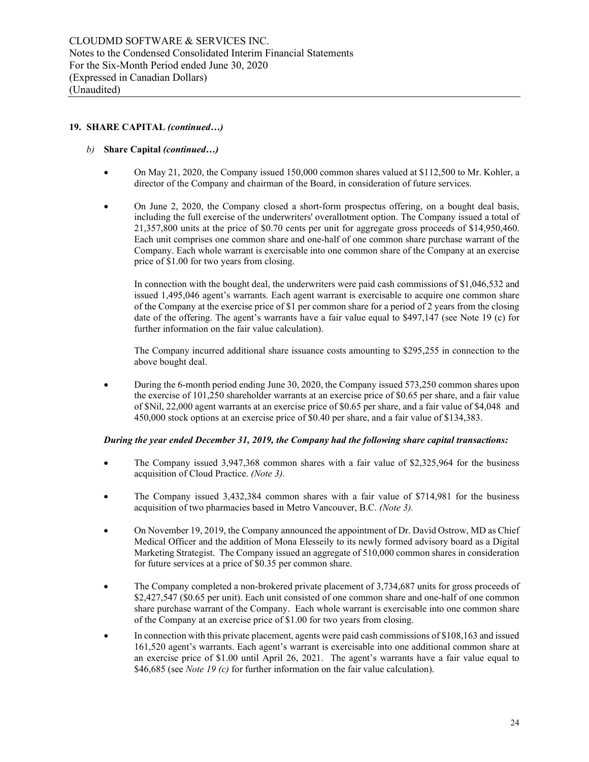**19. SHARE CAPITAL *(continued…)***

*b)* **Share Capital *(continued…)***

- On May 21, 2020, the Company issued 150,000 common shares valued at $112,500 to Mr. Kohler, a director of the Company and chairman of the Board, in consideration of future services.

- On June 2, 2020, the Company closed a short-form prospectus offering, on a bought deal basis, including the full exercise of the underwriters' overallotment option. The Company issued a total of 21,357,800 units at the price of $0.70 cents per unit for aggregate gross proceeds of $14,950,460. Each unit comprises one common share and one-half of one common share purchase warrant of the Company. Each whole warrant is exercisable into one common share of the Company at an exercise price of $1.00 for two years from closing.

  In connection with the bought deal, the underwriters were paid cash commissions of $1,046,532 and issued 1,495,046 agent's warrants. Each agent warrant is exercisable to acquire one common share of the Company at the exercise price of $1 per common share for a period of 2 years from the closing date of the offering. The agent's warrants have a fair value equal to $497,147 (see Note 19 (c) for further information on the fair value calculation).

  The Company incurred additional share issuance costs amounting to $295,255 in connection to the above bought deal.

- During the 6-month period ending June 30, 2020, the Company issued 573,250 common shares upon the exercise of 101,250 shareholder warrants at an exercise price of $0.65 per share, and a fair value of $Nil, 22,000 agent warrants at an exercise price of $0.65 per share, and a fair value of $4,048 and 450,000 stock options at an exercise price of $0.40 per share, and a fair value of $134,383.

***During the year ended December 31, 2019, the Company had the following share capital transactions:***

- The Company issued 3,947,368 common shares with a fair value of $2,325,964 for the business acquisition of Cloud Practice. *(Note 3).*

- The Company issued 3,432,384 common shares with a fair value of $714,981 for the business acquisition of two pharmacies based in Metro Vancouver, B.C. *(Note 3).*

- On November 19, 2019, the Company announced the appointment of Dr. David Ostrow, MD as Chief Medical Officer and the addition of Mona Elesseily to its newly formed advisory board as a Digital Marketing Strategist. The Company issued an aggregate of 510,000 common shares in consideration for future services at a price of $0.35 per common share.

- The Company completed a non-brokered private placement of 3,734,687 units for gross proceeds of $2,427,547 ($0.65 per unit). Each unit consisted of one common share and one-half of one common share purchase warrant of the Company. Each whole warrant is exercisable into one common share of the Company at an exercise price of $1.00 for two years from closing.

- In connection with this private placement, agents were paid cash commissions of $108,163 and issued 161,520 agent's warrants. Each agent's warrant is exercisable into one additional common share at an exercise price of $1.00 until April 26, 2021. The agent's warrants have a fair value equal to $46,685 (see *Note 19 (c)* for further information on the fair value calculation).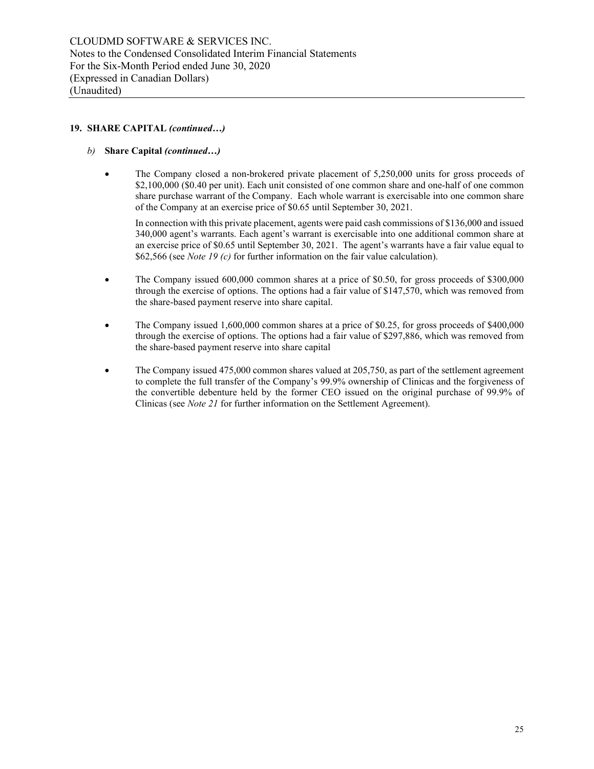## 19. SHARE CAPITAL *(continued…)*

### *b)* Share Capital *(continued…)*

- The Company closed a non-brokered private placement of 5,250,000 units for gross proceeds of $2,100,000 ($0.40 per unit). Each unit consisted of one common share and one-half of one common share purchase warrant of the Company. Each whole warrant is exercisable into one common share of the Company at an exercise price of $0.65 until September 30, 2021.

  In connection with this private placement, agents were paid cash commissions of $136,000 and issued 340,000 agent's warrants. Each agent's warrant is exercisable into one additional common share at an exercise price of $0.65 until September 30, 2021. The agent's warrants have a fair value equal to $62,566 (see *Note 19 (c)* for further information on the fair value calculation).

- The Company issued 600,000 common shares at a price of $0.50, for gross proceeds of $300,000 through the exercise of options. The options had a fair value of $147,570, which was removed from the share-based payment reserve into share capital.

- The Company issued 1,600,000 common shares at a price of $0.25, for gross proceeds of $400,000 through the exercise of options. The options had a fair value of $297,886, which was removed from the share-based payment reserve into share capital

- The Company issued 475,000 common shares valued at 205,750, as part of the settlement agreement to complete the full transfer of the Company's 99.9% ownership of Clinicas and the forgiveness of the convertible debenture held by the former CEO issued on the original purchase of 99.9% of Clinicas (see *Note 21* for further information on the Settlement Agreement).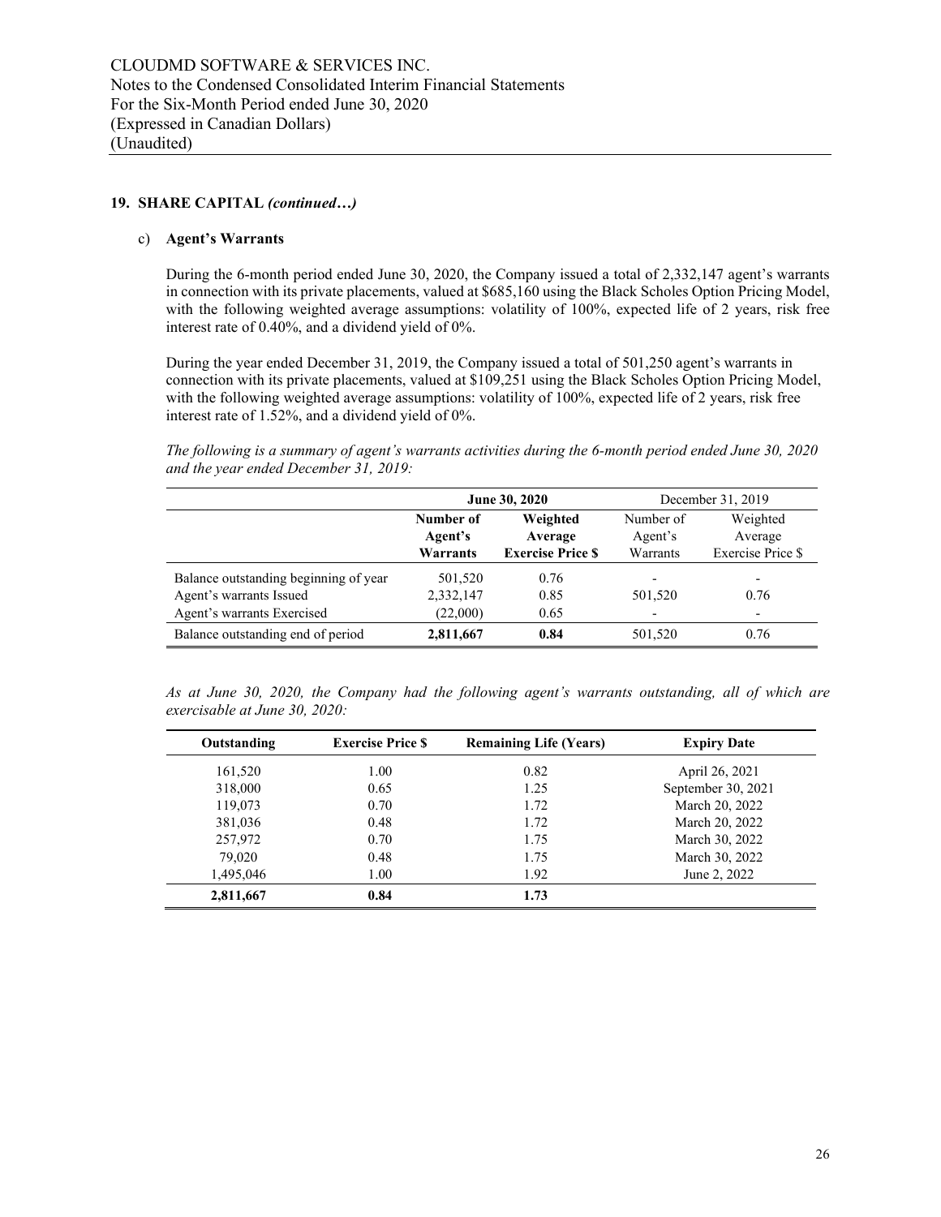## 19. SHARE CAPITAL *(continued…)*

c) **Agent's Warrants**

During the 6-month period ended June 30, 2020, the Company issued a total of 2,332,147 agent's warrants in connection with its private placements, valued at $685,160 using the Black Scholes Option Pricing Model, with the following weighted average assumptions: volatility of 100%, expected life of 2 years, risk free interest rate of 0.40%, and a dividend yield of 0%.

During the year ended December 31, 2019, the Company issued a total of 501,250 agent's warrants in connection with its private placements, valued at $109,251 using the Black Scholes Option Pricing Model, with the following weighted average assumptions: volatility of 100%, expected life of 2 years, risk free interest rate of 1.52%, and a dividend yield of 0%.

*The following is a summary of agent's warrants activities during the 6-month period ended June 30, 2020 and the year ended December 31, 2019:*

| | **June 30, 2020** | | December 31, 2019 | |
|---|---|---|---|---|
| | **Number of Agent's Warrants** | **Weighted Average Exercise Price $** | Number of Agent's Warrants | Weighted Average Exercise Price $ |
| Balance outstanding beginning of year | 501,520 | 0.76 | - | - |
| Agent's warrants Issued | 2,332,147 | 0.85 | 501,520 | 0.76 |
| Agent's warrants Exercised | (22,000) | 0.65 | - | - |
| Balance outstanding end of period | **2,811,667** | **0.84** | 501,520 | 0.76 |

*As at June 30, 2020, the Company had the following agent's warrants outstanding, all of which are exercisable at June 30, 2020:*

| Outstanding | Exercise Price $ | Remaining Life (Years) | Expiry Date |
|---|---|---|---|
| 161,520 | 1.00 | 0.82 | April 26, 2021 |
| 318,000 | 0.65 | 1.25 | September 30, 2021 |
| 119,073 | 0.70 | 1.72 | March 20, 2022 |
| 381,036 | 0.48 | 1.72 | March 20, 2022 |
| 257,972 | 0.70 | 1.75 | March 30, 2022 |
| 79,020 | 0.48 | 1.75 | March 30, 2022 |
| 1,495,046 | 1.00 | 1.92 | June 2, 2022 |
| **2,811,667** | **0.84** | **1.73** | |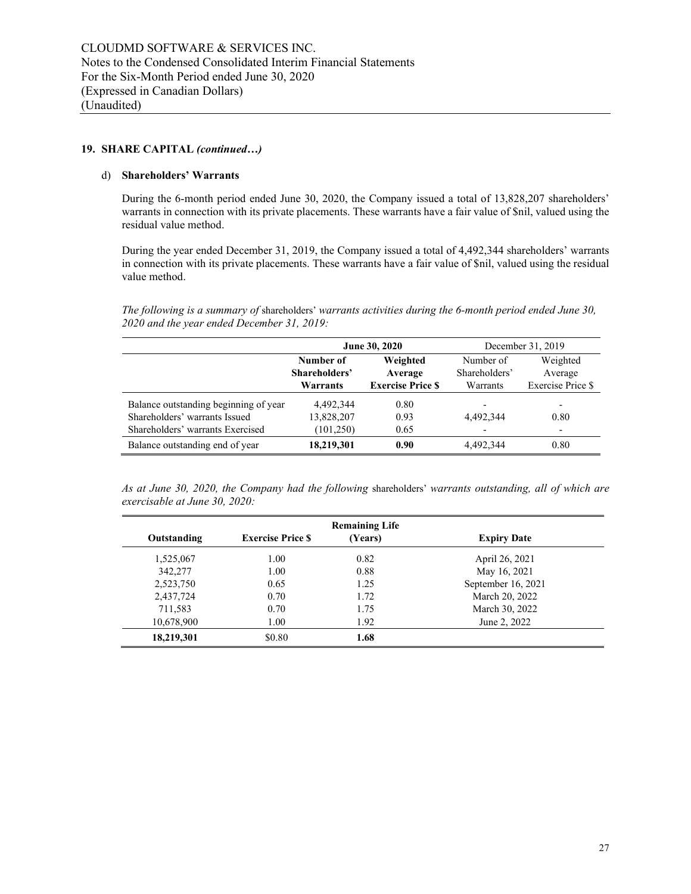## 19. SHARE CAPITAL *(continued…)*

d) **Shareholders' Warrants**

During the 6-month period ended June 30, 2020, the Company issued a total of 13,828,207 shareholders' warrants in connection with its private placements. These warrants have a fair value of $nil, valued using the residual value method.

During the year ended December 31, 2019, the Company issued a total of 4,492,344 shareholders' warrants in connection with its private placements. These warrants have a fair value of $nil, valued using the residual value method.

*The following is a summary of shareholders' warrants activities during the 6-month period ended June 30, 2020 and the year ended December 31, 2019:*

| | **June 30, 2020** | | December 31, 2019 | |
|---|---|---|---|---|
| | **Number of Shareholders' Warrants** | **Weighted Average Exercise Price $** | Number of Shareholders' Warrants | Weighted Average Exercise Price $ |
| Balance outstanding beginning of year | 4,492,344 | 0.80 | - | - |
| Shareholders' warrants Issued | 13,828,207 | 0.93 | 4,492,344 | 0.80 |
| Shareholders' warrants Exercised | (101,250) | 0.65 | - | - |
| Balance outstanding end of year | **18,219,301** | **0.90** | 4,492,344 | 0.80 |

*As at June 30, 2020, the Company had the following shareholders' warrants outstanding, all of which are exercisable at June 30, 2020:*

| **Outstanding** | **Exercise Price $** | **Remaining Life (Years)** | **Expiry Date** |
|---|---|---|---|
| 1,525,067 | 1.00 | 0.82 | April 26, 2021 |
| 342,277 | 1.00 | 0.88 | May 16, 2021 |
| 2,523,750 | 0.65 | 1.25 | September 16, 2021 |
| 2,437,724 | 0.70 | 1.72 | March 20, 2022 |
| 711,583 | 0.70 | 1.75 | March 30, 2022 |
| 10,678,900 | 1.00 | 1.92 | June 2, 2022 |
| **18,219,301** | $0.80 | **1.68** | |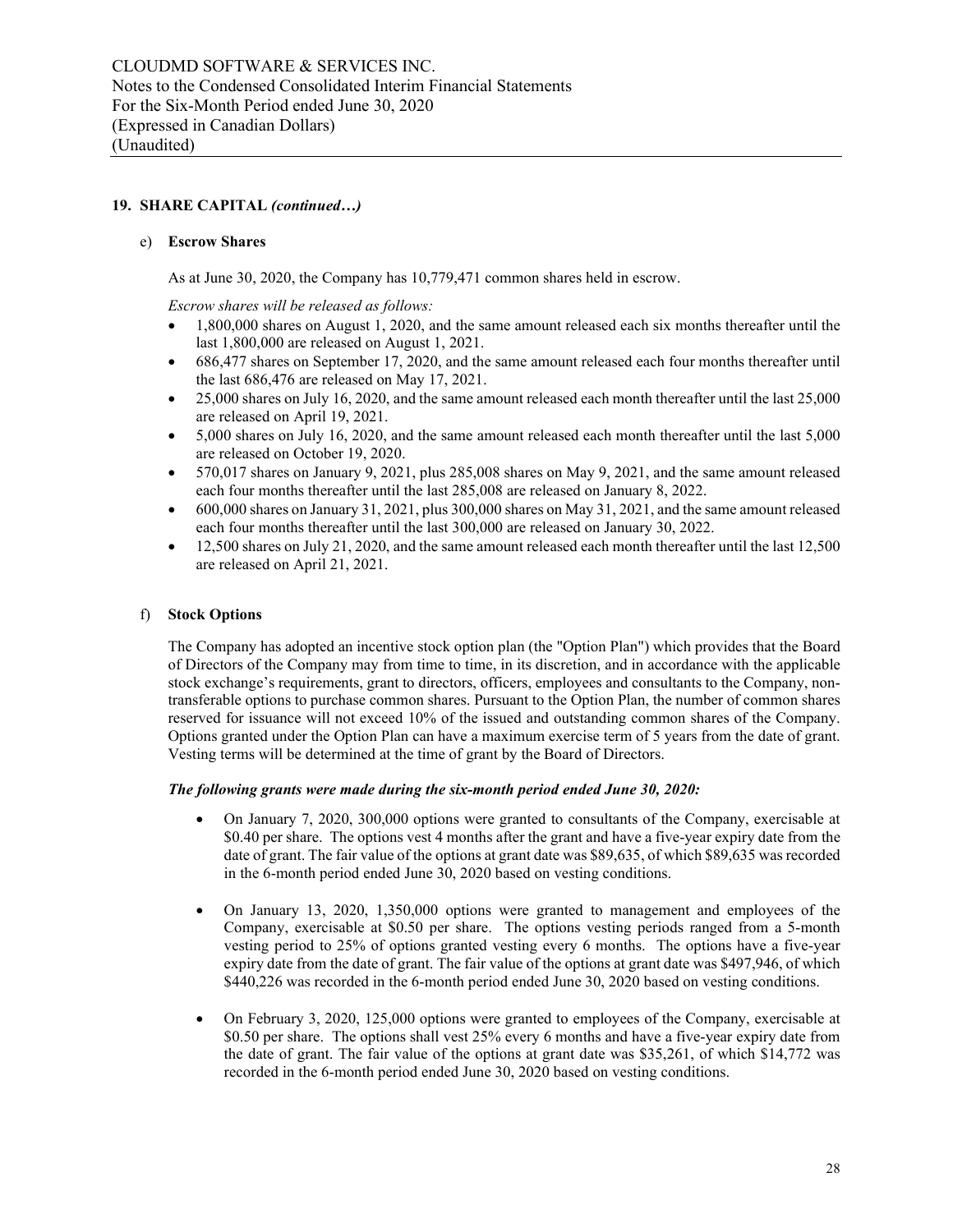## 19. SHARE CAPITAL *(continued…)*

e) **Escrow Shares**

As at June 30, 2020, the Company has 10,779,471 common shares held in escrow.

*Escrow shares will be released as follows:*

- 1,800,000 shares on August 1, 2020, and the same amount released each six months thereafter until the last 1,800,000 are released on August 1, 2021.
- 686,477 shares on September 17, 2020, and the same amount released each four months thereafter until the last 686,476 are released on May 17, 2021.
- 25,000 shares on July 16, 2020, and the same amount released each month thereafter until the last 25,000 are released on April 19, 2021.
- 5,000 shares on July 16, 2020, and the same amount released each month thereafter until the last 5,000 are released on October 19, 2020.
- 570,017 shares on January 9, 2021, plus 285,008 shares on May 9, 2021, and the same amount released each four months thereafter until the last 285,008 are released on January 8, 2022.
- 600,000 shares on January 31, 2021, plus 300,000 shares on May 31, 2021, and the same amount released each four months thereafter until the last 300,000 are released on January 30, 2022.
- 12,500 shares on July 21, 2020, and the same amount released each month thereafter until the last 12,500 are released on April 21, 2021.

f) **Stock Options**

The Company has adopted an incentive stock option plan (the "Option Plan") which provides that the Board of Directors of the Company may from time to time, in its discretion, and in accordance with the applicable stock exchange's requirements, grant to directors, officers, employees and consultants to the Company, non-transferable options to purchase common shares. Pursuant to the Option Plan, the number of common shares reserved for issuance will not exceed 10% of the issued and outstanding common shares of the Company. Options granted under the Option Plan can have a maximum exercise term of 5 years from the date of grant. Vesting terms will be determined at the time of grant by the Board of Directors.

***The following grants were made during the six-month period ended June 30, 2020:***

- On January 7, 2020, 300,000 options were granted to consultants of the Company, exercisable at $0.40 per share. The options vest 4 months after the grant and have a five-year expiry date from the date of grant. The fair value of the options at grant date was $89,635, of which $89,635 was recorded in the 6-month period ended June 30, 2020 based on vesting conditions.

- On January 13, 2020, 1,350,000 options were granted to management and employees of the Company, exercisable at $0.50 per share. The options vesting periods ranged from a 5-month vesting period to 25% of options granted vesting every 6 months. The options have a five-year expiry date from the date of grant. The fair value of the options at grant date was $497,946, of which $440,226 was recorded in the 6-month period ended June 30, 2020 based on vesting conditions.

- On February 3, 2020, 125,000 options were granted to employees of the Company, exercisable at $0.50 per share. The options shall vest 25% every 6 months and have a five-year expiry date from the date of grant. The fair value of the options at grant date was $35,261, of which $14,772 was recorded in the 6-month period ended June 30, 2020 based on vesting conditions.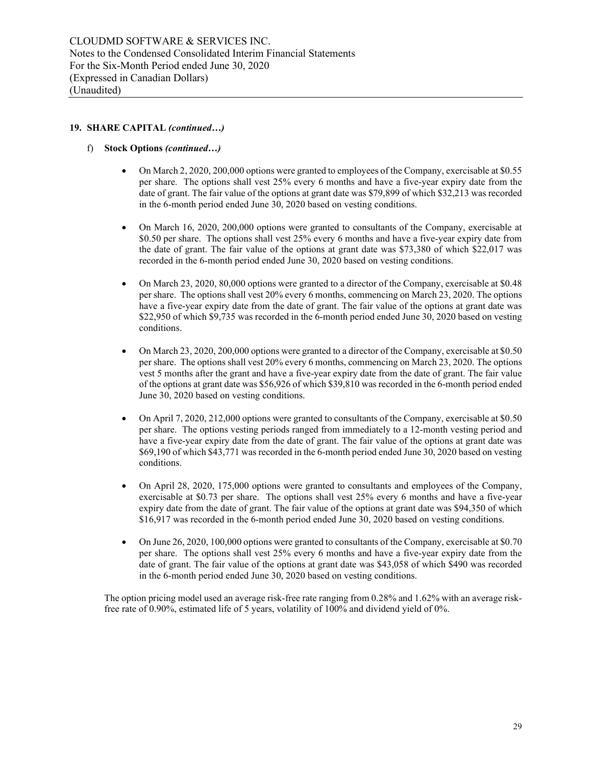## 19. SHARE CAPITAL *(continued…)*

### f) Stock Options *(continued…)*

- On March 2, 2020, 200,000 options were granted to employees of the Company, exercisable at $0.55 per share. The options shall vest 25% every 6 months and have a five-year expiry date from the date of grant. The fair value of the options at grant date was $79,899 of which $32,213 was recorded in the 6-month period ended June 30, 2020 based on vesting conditions.

- On March 16, 2020, 200,000 options were granted to consultants of the Company, exercisable at $0.50 per share. The options shall vest 25% every 6 months and have a five-year expiry date from the date of grant. The fair value of the options at grant date was $73,380 of which $22,017 was recorded in the 6-month period ended June 30, 2020 based on vesting conditions.

- On March 23, 2020, 80,000 options were granted to a director of the Company, exercisable at $0.48 per share. The options shall vest 20% every 6 months, commencing on March 23, 2020. The options have a five-year expiry date from the date of grant. The fair value of the options at grant date was $22,950 of which $9,735 was recorded in the 6-month period ended June 30, 2020 based on vesting conditions.

- On March 23, 2020, 200,000 options were granted to a director of the Company, exercisable at $0.50 per share. The options shall vest 20% every 6 months, commencing on March 23, 2020. The options vest 5 months after the grant and have a five-year expiry date from the date of grant. The fair value of the options at grant date was $56,926 of which $39,810 was recorded in the 6-month period ended June 30, 2020 based on vesting conditions.

- On April 7, 2020, 212,000 options were granted to consultants of the Company, exercisable at $0.50 per share. The options vesting periods ranged from immediately to a 12-month vesting period and have a five-year expiry date from the date of grant. The fair value of the options at grant date was $69,190 of which $43,771 was recorded in the 6-month period ended June 30, 2020 based on vesting conditions.

- On April 28, 2020, 175,000 options were granted to consultants and employees of the Company, exercisable at $0.73 per share. The options shall vest 25% every 6 months and have a five-year expiry date from the date of grant. The fair value of the options at grant date was $94,350 of which $16,917 was recorded in the 6-month period ended June 30, 2020 based on vesting conditions.

- On June 26, 2020, 100,000 options were granted to consultants of the Company, exercisable at $0.70 per share. The options shall vest 25% every 6 months and have a five-year expiry date from the date of grant. The fair value of the options at grant date was $43,058 of which $490 was recorded in the 6-month period ended June 30, 2020 based on vesting conditions.

The option pricing model used an average risk-free rate ranging from 0.28% and 1.62% with an average risk-free rate of 0.90%, estimated life of 5 years, volatility of 100% and dividend yield of 0%.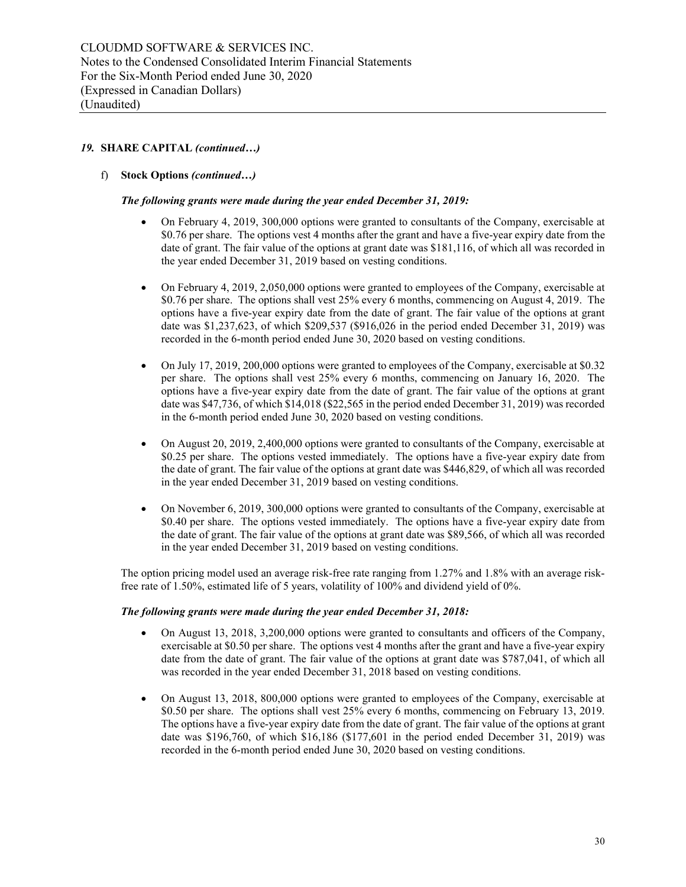## 19. SHARE CAPITAL *(continued…)*

### f) Stock Options *(continued…)*

***The following grants were made during the year ended December 31, 2019:***

- On February 4, 2019, 300,000 options were granted to consultants of the Company, exercisable at $0.76 per share. The options vest 4 months after the grant and have a five-year expiry date from the date of grant. The fair value of the options at grant date was $181,116, of which all was recorded in the year ended December 31, 2019 based on vesting conditions.

- On February 4, 2019, 2,050,000 options were granted to employees of the Company, exercisable at $0.76 per share. The options shall vest 25% every 6 months, commencing on August 4, 2019. The options have a five-year expiry date from the date of grant. The fair value of the options at grant date was $1,237,623, of which $209,537 ($916,026 in the period ended December 31, 2019) was recorded in the 6-month period ended June 30, 2020 based on vesting conditions.

- On July 17, 2019, 200,000 options were granted to employees of the Company, exercisable at $0.32 per share. The options shall vest 25% every 6 months, commencing on January 16, 2020. The options have a five-year expiry date from the date of grant. The fair value of the options at grant date was $47,736, of which $14,018 ($22,565 in the period ended December 31, 2019) was recorded in the 6-month period ended June 30, 2020 based on vesting conditions.

- On August 20, 2019, 2,400,000 options were granted to consultants of the Company, exercisable at $0.25 per share. The options vested immediately. The options have a five-year expiry date from the date of grant. The fair value of the options at grant date was $446,829, of which all was recorded in the year ended December 31, 2019 based on vesting conditions.

- On November 6, 2019, 300,000 options were granted to consultants of the Company, exercisable at $0.40 per share. The options vested immediately. The options have a five-year expiry date from the date of grant. The fair value of the options at grant date was $89,566, of which all was recorded in the year ended December 31, 2019 based on vesting conditions.

The option pricing model used an average risk-free rate ranging from 1.27% and 1.8% with an average risk-free rate of 1.50%, estimated life of 5 years, volatility of 100% and dividend yield of 0%.

***The following grants were made during the year ended December 31, 2018:***

- On August 13, 2018, 3,200,000 options were granted to consultants and officers of the Company, exercisable at $0.50 per share. The options vest 4 months after the grant and have a five-year expiry date from the date of grant. The fair value of the options at grant date was $787,041, of which all was recorded in the year ended December 31, 2018 based on vesting conditions.

- On August 13, 2018, 800,000 options were granted to employees of the Company, exercisable at $0.50 per share. The options shall vest 25% every 6 months, commencing on February 13, 2019. The options have a five-year expiry date from the date of grant. The fair value of the options at grant date was $196,760, of which $16,186 ($177,601 in the period ended December 31, 2019) was recorded in the 6-month period ended June 30, 2020 based on vesting conditions.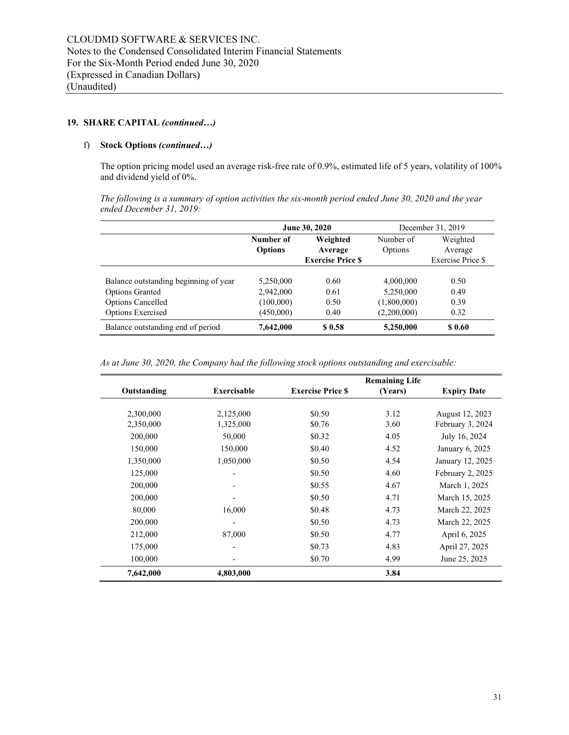CLOUDMD SOFTWARE & SERVICES INC.
Notes to the Condensed Consolidated Interim Financial Statements
For the Six-Month Period ended June 30, 2020
(Expressed in Canadian Dollars)
(Unaudited)

## 19. SHARE CAPITAL *(continued…)*

### f) Stock Options *(continued…)*

The option pricing model used an average risk-free rate of 0.9%, estimated life of 5 years, volatility of 100% and dividend yield of 0%.

*The following is a summary of option activities the six-month period ended June 30, 2020 and the year ended December 31, 2019:*

| | June 30, 2020 | | December 31, 2019 | |
|---|---|---|---|---|
| | Number of Options | Weighted Average Exercise Price $ | Number of Options | Weighted Average Exercise Price $ |
| Balance outstanding beginning of year | 5,250,000 | 0.60 | 4,000,000 | 0.50 |
| Options Granted | 2,942,000 | 0.61 | 5,250,000 | 0.49 |
| Options Cancelled | (100,000) | 0.50 | (1,800,000) | 0.39 |
| Options Exercised | (450,000) | 0.40 | (2,200,000) | 0.32 |
| Balance outstanding end of period | **7,642,000** | **$ 0.58** | **5,250,000** | **$ 0.60** |

*As at June 30, 2020, the Company had the following stock options outstanding and exercisable:*

| Outstanding | Exercisable | Exercise Price $ | Remaining Life (Years) | Expiry Date |
|---|---|---|---|---|
| 2,300,000 | 2,125,000 | $0.50 | 3.12 | August 12, 2023 |
| 2,350,000 | 1,325,000 | $0.76 | 3.60 | February 3, 2024 |
| 200,000 | 50,000 | $0.32 | 4.05 | July 16, 2024 |
| 150,000 | 150,000 | $0.40 | 4.52 | January 6, 2025 |
| 1,350,000 | 1,050,000 | $0.50 | 4.54 | January 12, 2025 |
| 125,000 | - | $0.50 | 4.60 | February 2, 2025 |
| 200,000 | - | $0.55 | 4.67 | March 1, 2025 |
| 200,000 | - | $0.50 | 4.71 | March 15, 2025 |
| 80,000 | 16,000 | $0.48 | 4.73 | March 22, 2025 |
| 200,000 | - | $0.50 | 4.73 | March 22, 2025 |
| 212,000 | 87,000 | $0.50 | 4.77 | April 6, 2025 |
| 175,000 | - | $0.73 | 4.83 | April 27, 2025 |
| 100,000 | - | $0.70 | 4.99 | June 25, 2025 |
| **7,642,000** | **4,803,000** | | **3.84** | |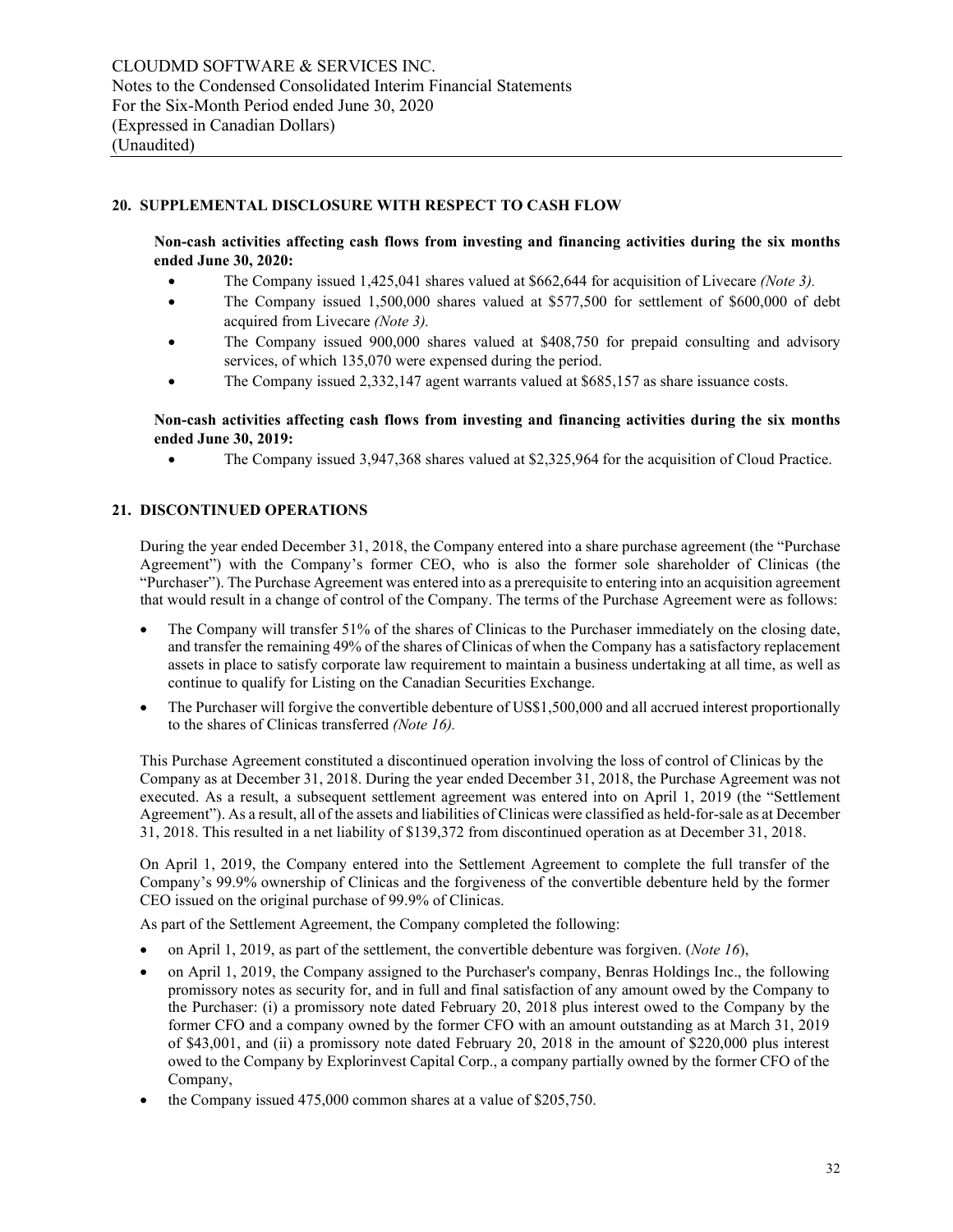## 20. SUPPLEMENTAL DISCLOSURE WITH RESPECT TO CASH FLOW

**Non-cash activities affecting cash flows from investing and financing activities during the six months ended June 30, 2020:**

- The Company issued 1,425,041 shares valued at $662,644 for acquisition of Livecare *(Note 3).*
- The Company issued 1,500,000 shares valued at $577,500 for settlement of $600,000 of debt acquired from Livecare *(Note 3).*
- The Company issued 900,000 shares valued at $408,750 for prepaid consulting and advisory services, of which 135,070 were expensed during the period.
- The Company issued 2,332,147 agent warrants valued at $685,157 as share issuance costs.

**Non-cash activities affecting cash flows from investing and financing activities during the six months ended June 30, 2019:**

- The Company issued 3,947,368 shares valued at $2,325,964 for the acquisition of Cloud Practice.

## 21. DISCONTINUED OPERATIONS

During the year ended December 31, 2018, the Company entered into a share purchase agreement (the "Purchase Agreement") with the Company's former CEO, who is also the former sole shareholder of Clinicas (the "Purchaser"). The Purchase Agreement was entered into as a prerequisite to entering into an acquisition agreement that would result in a change of control of the Company. The terms of the Purchase Agreement were as follows:

- The Company will transfer 51% of the shares of Clinicas to the Purchaser immediately on the closing date, and transfer the remaining 49% of the shares of Clinicas of when the Company has a satisfactory replacement assets in place to satisfy corporate law requirement to maintain a business undertaking at all time, as well as continue to qualify for Listing on the Canadian Securities Exchange.
- The Purchaser will forgive the convertible debenture of US$1,500,000 and all accrued interest proportionally to the shares of Clinicas transferred *(Note 16).*

This Purchase Agreement constituted a discontinued operation involving the loss of control of Clinicas by the Company as at December 31, 2018. During the year ended December 31, 2018, the Purchase Agreement was not executed. As a result, a subsequent settlement agreement was entered into on April 1, 2019 (the "Settlement Agreement"). As a result, all of the assets and liabilities of Clinicas were classified as held-for-sale as at December 31, 2018. This resulted in a net liability of $139,372 from discontinued operation as at December 31, 2018.

On April 1, 2019, the Company entered into the Settlement Agreement to complete the full transfer of the Company's 99.9% ownership of Clinicas and the forgiveness of the convertible debenture held by the former CEO issued on the original purchase of 99.9% of Clinicas.

As part of the Settlement Agreement, the Company completed the following:

- on April 1, 2019, as part of the settlement, the convertible debenture was forgiven. (*Note 16*),
- on April 1, 2019, the Company assigned to the Purchaser's company, Benras Holdings Inc., the following promissory notes as security for, and in full and final satisfaction of any amount owed by the Company to the Purchaser: (i) a promissory note dated February 20, 2018 plus interest owed to the Company by the former CFO and a company owned by the former CFO with an amount outstanding as at March 31, 2019 of $43,001, and (ii) a promissory note dated February 20, 2018 in the amount of $220,000 plus interest owed to the Company by Explorinvest Capital Corp., a company partially owned by the former CFO of the Company,
- the Company issued 475,000 common shares at a value of $205,750.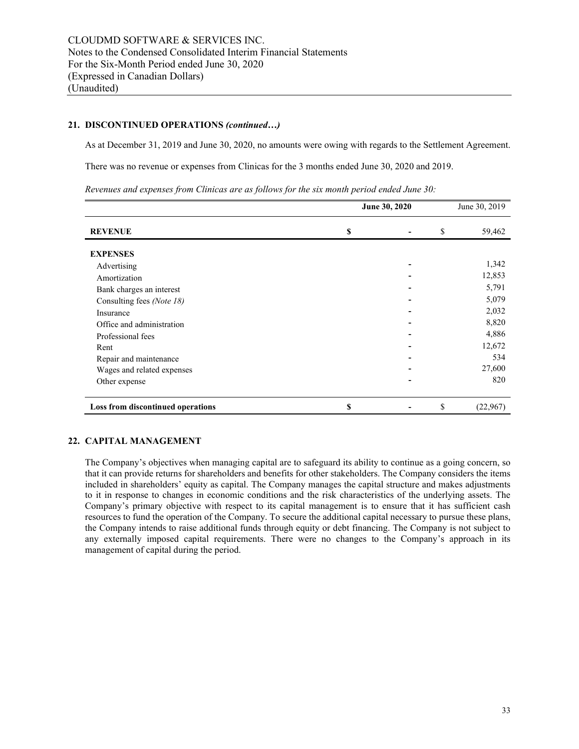## 21. DISCONTINUED OPERATIONS *(continued…)*

As at December 31, 2019 and June 30, 2020, no amounts were owing with regards to the Settlement Agreement.

There was no revenue or expenses from Clinicas for the 3 months ended June 30, 2020 and 2019.

*Revenues and expenses from Clinicas are as follows for the six month period ended June 30:*

| | June 30, 2020 | June 30, 2019 |
|---|---|---|
| **REVENUE** | $ - | $ 59,462 |
| **EXPENSES** | | |
| Advertising | - | 1,342 |
| Amortization | - | 12,853 |
| Bank charges an interest | - | 5,791 |
| Consulting fees *(Note 18)* | - | 5,079 |
| Insurance | - | 2,032 |
| Office and administration | - | 8,820 |
| Professional fees | - | 4,886 |
| Rent | - | 12,672 |
| Repair and maintenance | - | 534 |
| Wages and related expenses | - | 27,600 |
| Other expense | - | 820 |
| **Loss from discontinued operations** | $ - | $ (22,967) |

## 22. CAPITAL MANAGEMENT

The Company's objectives when managing capital are to safeguard its ability to continue as a going concern, so that it can provide returns for shareholders and benefits for other stakeholders. The Company considers the items included in shareholders' equity as capital. The Company manages the capital structure and makes adjustments to it in response to changes in economic conditions and the risk characteristics of the underlying assets. The Company's primary objective with respect to its capital management is to ensure that it has sufficient cash resources to fund the operation of the Company. To secure the additional capital necessary to pursue these plans, the Company intends to raise additional funds through equity or debt financing. The Company is not subject to any externally imposed capital requirements. There were no changes to the Company's approach in its management of capital during the period.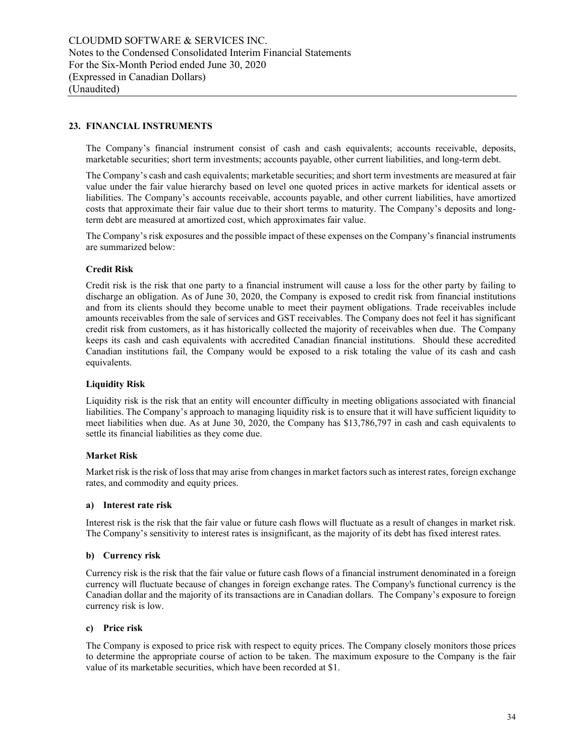## 23. FINANCIAL INSTRUMENTS

The Company's financial instrument consist of cash and cash equivalents; accounts receivable, deposits, marketable securities; short term investments; accounts payable, other current liabilities, and long-term debt.

The Company's cash and cash equivalents; marketable securities; and short term investments are measured at fair value under the fair value hierarchy based on level one quoted prices in active markets for identical assets or liabilities. The Company's accounts receivable, accounts payable, and other current liabilities, have amortized costs that approximate their fair value due to their short terms to maturity. The Company's deposits and long-term debt are measured at amortized cost, which approximates fair value.

The Company's risk exposures and the possible impact of these expenses on the Company's financial instruments are summarized below:

### Credit Risk

Credit risk is the risk that one party to a financial instrument will cause a loss for the other party by failing to discharge an obligation. As of June 30, 2020, the Company is exposed to credit risk from financial institutions and from its clients should they become unable to meet their payment obligations. Trade receivables include amounts receivables from the sale of services and GST receivables. The Company does not feel it has significant credit risk from customers, as it has historically collected the majority of receivables when due. The Company keeps its cash and cash equivalents with accredited Canadian financial institutions. Should these accredited Canadian institutions fail, the Company would be exposed to a risk totaling the value of its cash and cash equivalents.

### Liquidity Risk

Liquidity risk is the risk that an entity will encounter difficulty in meeting obligations associated with financial liabilities. The Company's approach to managing liquidity risk is to ensure that it will have sufficient liquidity to meet liabilities when due. As at June 30, 2020, the Company has $13,786,797 in cash and cash equivalents to settle its financial liabilities as they come due.

### Market Risk

Market risk is the risk of loss that may arise from changes in market factors such as interest rates, foreign exchange rates, and commodity and equity prices.

#### a) Interest rate risk

Interest risk is the risk that the fair value or future cash flows will fluctuate as a result of changes in market risk. The Company's sensitivity to interest rates is insignificant, as the majority of its debt has fixed interest rates.

#### b) Currency risk

Currency risk is the risk that the fair value or future cash flows of a financial instrument denominated in a foreign currency will fluctuate because of changes in foreign exchange rates. The Company's functional currency is the Canadian dollar and the majority of its transactions are in Canadian dollars. The Company's exposure to foreign currency risk is low.

#### c) Price risk

The Company is exposed to price risk with respect to equity prices. The Company closely monitors those prices to determine the appropriate course of action to be taken. The maximum exposure to the Company is the fair value of its marketable securities, which have been recorded at $1.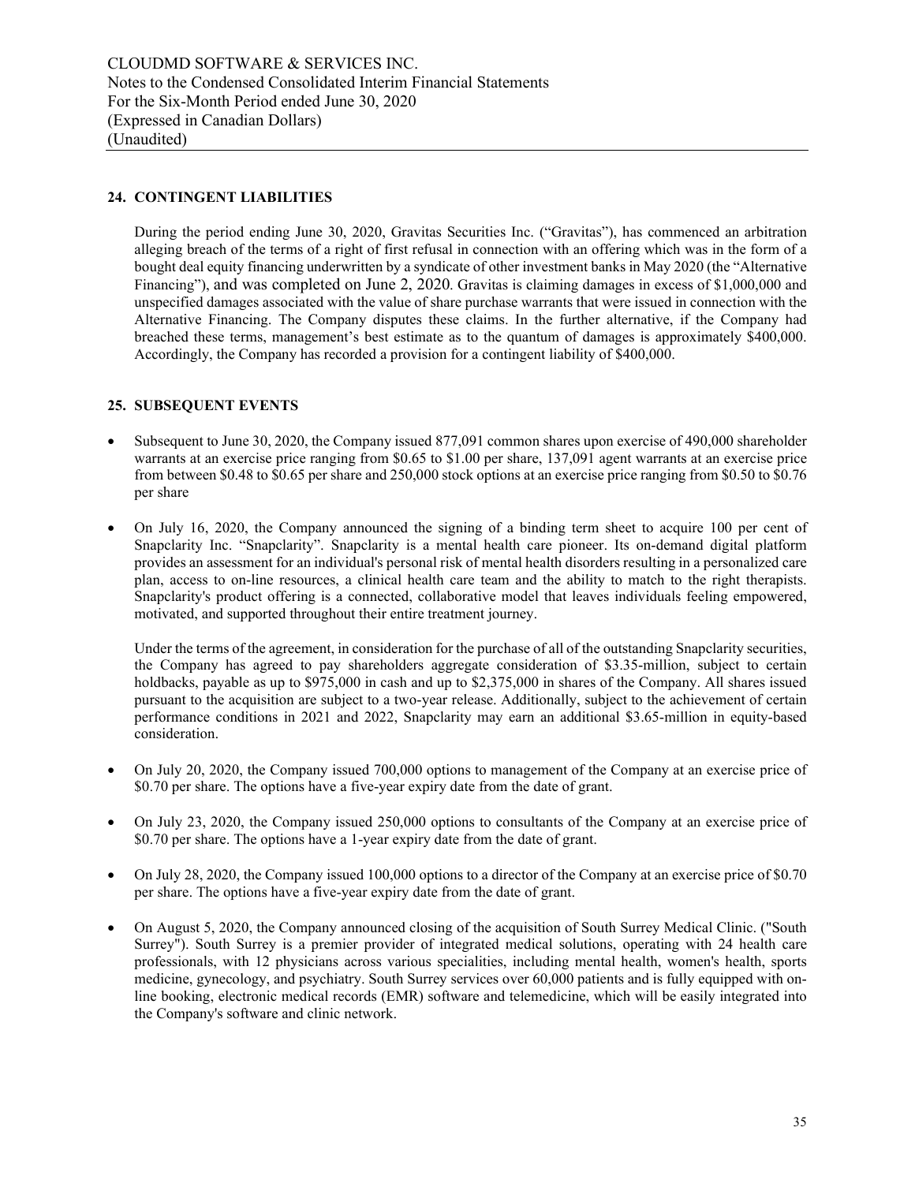## 24. CONTINGENT LIABILITIES

During the period ending June 30, 2020, Gravitas Securities Inc. ("Gravitas"), has commenced an arbitration alleging breach of the terms of a right of first refusal in connection with an offering which was in the form of a bought deal equity financing underwritten by a syndicate of other investment banks in May 2020 (the "Alternative Financing"), and was completed on June 2, 2020. Gravitas is claiming damages in excess of $1,000,000 and unspecified damages associated with the value of share purchase warrants that were issued in connection with the Alternative Financing. The Company disputes these claims. In the further alternative, if the Company had breached these terms, management's best estimate as to the quantum of damages is approximately $400,000. Accordingly, the Company has recorded a provision for a contingent liability of $400,000.

## 25. SUBSEQUENT EVENTS

- Subsequent to June 30, 2020, the Company issued 877,091 common shares upon exercise of 490,000 shareholder warrants at an exercise price ranging from $0.65 to $1.00 per share, 137,091 agent warrants at an exercise price from between $0.48 to $0.65 per share and 250,000 stock options at an exercise price ranging from $0.50 to $0.76 per share

- On July 16, 2020, the Company announced the signing of a binding term sheet to acquire 100 per cent of Snapclarity Inc. "Snapclarity". Snapclarity is a mental health care pioneer. Its on-demand digital platform provides an assessment for an individual's personal risk of mental health disorders resulting in a personalized care plan, access to on-line resources, a clinical health care team and the ability to match to the right therapists. Snapclarity's product offering is a connected, collaborative model that leaves individuals feeling empowered, motivated, and supported throughout their entire treatment journey.

  Under the terms of the agreement, in consideration for the purchase of all of the outstanding Snapclarity securities, the Company has agreed to pay shareholders aggregate consideration of $3.35-million, subject to certain holdbacks, payable as up to $975,000 in cash and up to $2,375,000 in shares of the Company. All shares issued pursuant to the acquisition are subject to a two-year release. Additionally, subject to the achievement of certain performance conditions in 2021 and 2022, Snapclarity may earn an additional $3.65-million in equity-based consideration.

- On July 20, 2020, the Company issued 700,000 options to management of the Company at an exercise price of $0.70 per share. The options have a five-year expiry date from the date of grant.

- On July 23, 2020, the Company issued 250,000 options to consultants of the Company at an exercise price of $0.70 per share. The options have a 1-year expiry date from the date of grant.

- On July 28, 2020, the Company issued 100,000 options to a director of the Company at an exercise price of $0.70 per share. The options have a five-year expiry date from the date of grant.

- On August 5, 2020, the Company announced closing of the acquisition of South Surrey Medical Clinic. ("South Surrey"). South Surrey is a premier provider of integrated medical solutions, operating with 24 health care professionals, with 12 physicians across various specialities, including mental health, women's health, sports medicine, gynecology, and psychiatry. South Surrey services over 60,000 patients and is fully equipped with on-line booking, electronic medical records (EMR) software and telemedicine, which will be easily integrated into the Company's software and clinic network.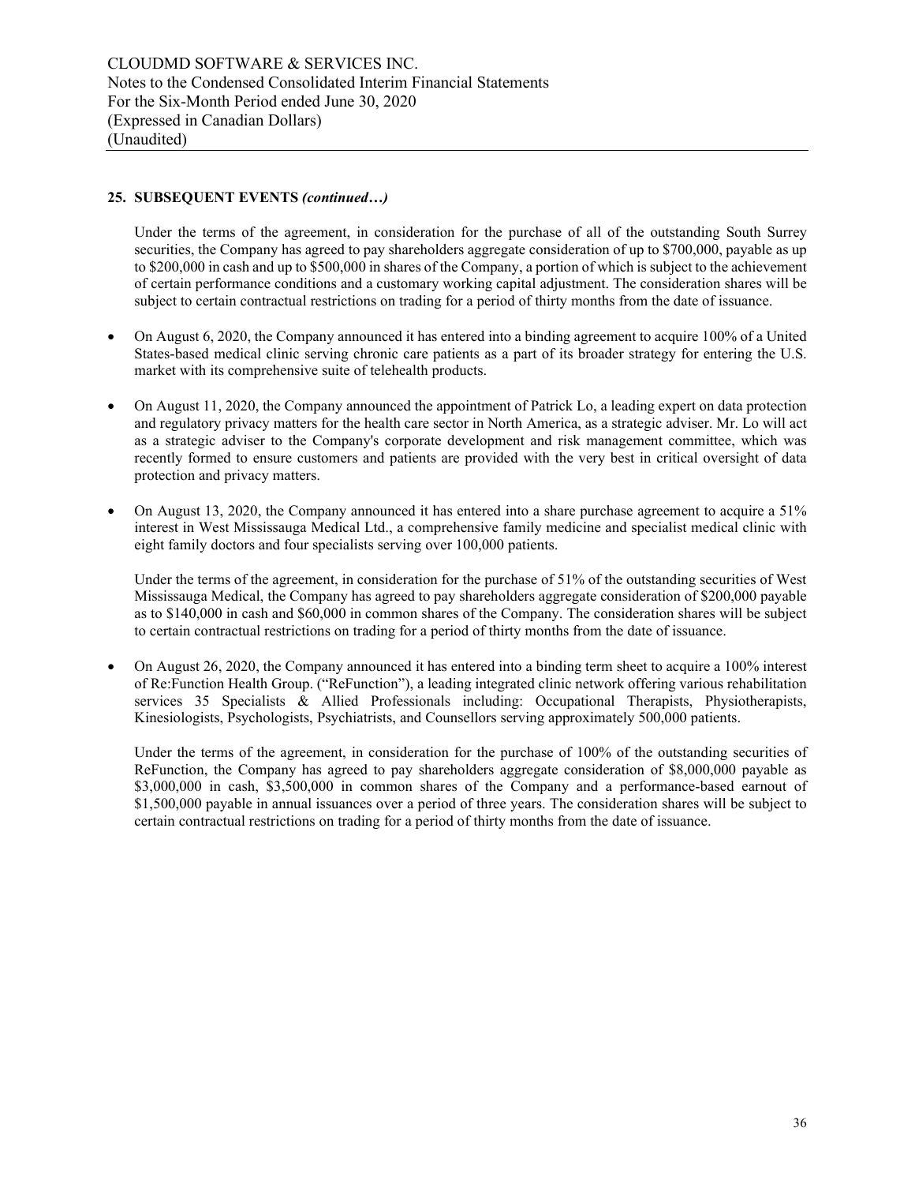## 25. SUBSEQUENT EVENTS *(continued…)*

Under the terms of the agreement, in consideration for the purchase of all of the outstanding South Surrey securities, the Company has agreed to pay shareholders aggregate consideration of up to $700,000, payable as up to $200,000 in cash and up to $500,000 in shares of the Company, a portion of which is subject to the achievement of certain performance conditions and a customary working capital adjustment. The consideration shares will be subject to certain contractual restrictions on trading for a period of thirty months from the date of issuance.

- On August 6, 2020, the Company announced it has entered into a binding agreement to acquire 100% of a United States-based medical clinic serving chronic care patients as a part of its broader strategy for entering the U.S. market with its comprehensive suite of telehealth products.

- On August 11, 2020, the Company announced the appointment of Patrick Lo, a leading expert on data protection and regulatory privacy matters for the health care sector in North America, as a strategic adviser. Mr. Lo will act as a strategic adviser to the Company's corporate development and risk management committee, which was recently formed to ensure customers and patients are provided with the very best in critical oversight of data protection and privacy matters.

- On August 13, 2020, the Company announced it has entered into a share purchase agreement to acquire a 51% interest in West Mississauga Medical Ltd., a comprehensive family medicine and specialist medical clinic with eight family doctors and four specialists serving over 100,000 patients.

  Under the terms of the agreement, in consideration for the purchase of 51% of the outstanding securities of West Mississauga Medical, the Company has agreed to pay shareholders aggregate consideration of $200,000 payable as to $140,000 in cash and $60,000 in common shares of the Company. The consideration shares will be subject to certain contractual restrictions on trading for a period of thirty months from the date of issuance.

- On August 26, 2020, the Company announced it has entered into a binding term sheet to acquire a 100% interest of Re:Function Health Group. ("ReFunction"), a leading integrated clinic network offering various rehabilitation services 35 Specialists & Allied Professionals including: Occupational Therapists, Physiotherapists, Kinesiologists, Psychologists, Psychiatrists, and Counsellors serving approximately 500,000 patients.

  Under the terms of the agreement, in consideration for the purchase of 100% of the outstanding securities of ReFunction, the Company has agreed to pay shareholders aggregate consideration of $8,000,000 payable as $3,000,000 in cash, $3,500,000 in common shares of the Company and a performance-based earnout of $1,500,000 payable in annual issuances over a period of three years. The consideration shares will be subject to certain contractual restrictions on trading for a period of thirty months from the date of issuance.